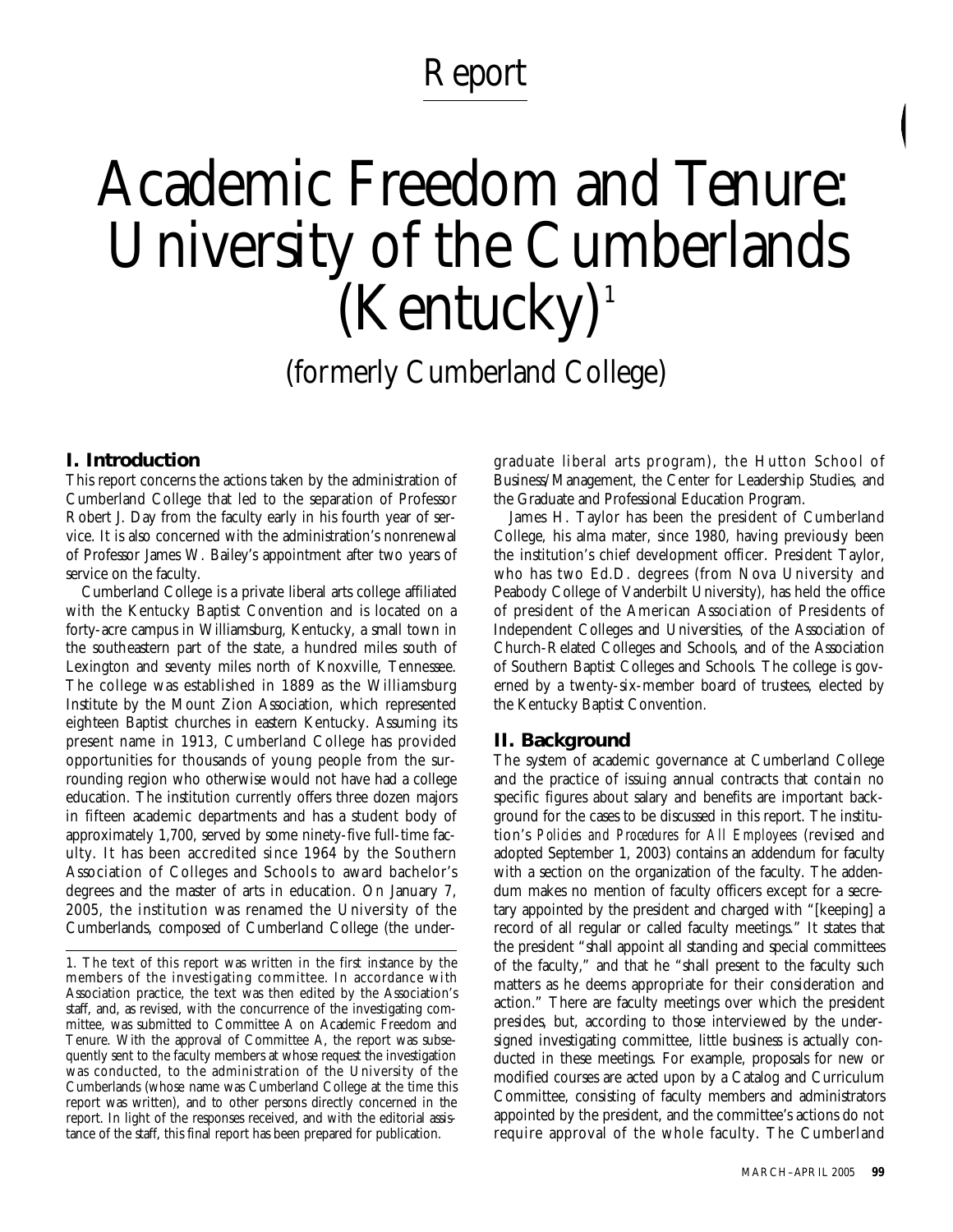# Report

# Academic Freedom and Tenure: University of the Cumberlands (Kentucky)[1]

## (formerly Cumberland College)

## I. Introduction

This report concerns the actions taken by the administration of Cumberland College that led to the separation of Professor Robert J. Day from the faculty early in his fourth year of service. It is also concerned with the administration's nonrenewal of Professor James W. Bailey's appointment after two years of service on the faculty.

Cumberland College is a private liberal arts college affiliated with the Kentucky Baptist Convention and is located on a forty-acre campus in Williamsburg, Kentucky, a small town in the southeastern part of the state, a hundred miles south of Lexington and seventy miles north of Knoxville, Tennessee. The college was established in 1889 as the Williamsburg Institute by the Mount Zion Association, which represented eighteen Baptist churches in eastern Kentucky. Assuming its present name in 1913, Cumberland College has provided opportunities for thousands of young people from the surrounding region who otherwise would not have had a college education. The institution currently offers three dozen majors in fifteen academic departments and has a student body of approximately 1,700, served by some ninety-five full-time faculty. It has been accredited since 1964 by the Southern Association of Colleges and Schools to award bachelor's degrees and the master of arts in education. On January 7, 2005, the institution was renamed the University of the Cumberlands, composed of Cumberland College (the undergraduate liberal arts program), the Hutton School of Business/Management, the Center for Leadership Studies, and the Graduate and Professional Education Program.

James H. Taylor has been the president of Cumberland College, his alma mater, since 1980, having previously been the institution's chief development officer. President Taylor, who has two Ed.D. degrees (from Nova University and Peabody College of Vanderbilt University), has held the office of president of the American Association of Presidents of Independent Colleges and Universities, of the Association of Church-Related Colleges and Schools, and of the Association of Southern Baptist Colleges and Schools. The college is governed by a twenty-six-member board of trustees, elected by the Kentucky Baptist Convention.

## II. Background

The system of academic governance at Cumberland College and the practice of issuing annual contracts that contain no specific figures about salary and benefits are important background for the cases to be discussed in this report. The institution's *Policies and Procedures for All Employees* (revised and adopted September 1, 2003) contains an addendum for faculty with a section on the organization of the faculty. The addendum makes no mention of faculty officers except for a secretary appointed by the president and charged with "[keeping] a record of all regular or called faculty meetings." It states that the president "shall appoint all standing and special committees of the faculty," and that he "shall present to the faculty such matters as he deems appropriate for their consideration and action." There are faculty meetings over which the president presides, but, according to those interviewed by the undersigned investigating committee, little business is actually conducted in these meetings. For example, proposals for new or modified courses are acted upon by a Catalog and Curriculum Committee, consisting of faculty members and administrators appointed by the president, and the committee's actions do not require approval of the whole faculty. The Cumberland

---

1. The text of this report was written in the first instance by the members of the investigating committee. In accordance with Association practice, the text was then edited by the Association's staff, and, as revised, with the concurrence of the investigating committee, was submitted to Committee A on Academic Freedom and Tenure. With the approval of Committee A, the report was subsequently sent to the faculty members at whose request the investigation was conducted, to the administration of the University of the Cumberlands (whose name was Cumberland College at the time this report was written), and to other persons directly concerned in the report. In light of the responses received, and with the editorial assistance of the staff, this final report has been prepared for publication.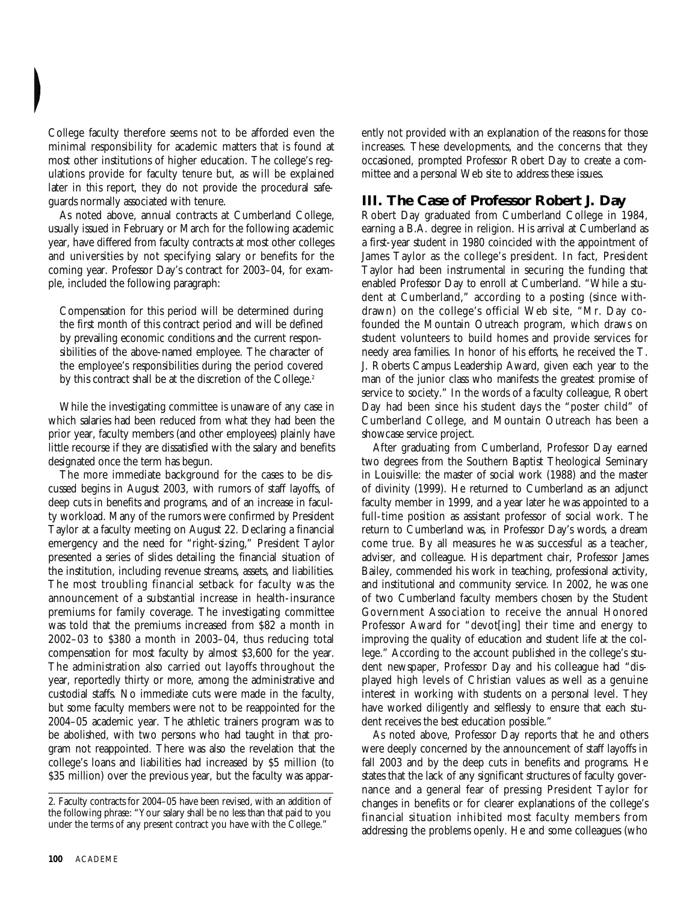College faculty therefore seems not to be afforded even the minimal responsibility for academic matters that is found at most other institutions of higher education. The college's regulations provide for faculty tenure but, as will be explained later in this report, they do not provide the procedural safeguards normally associated with tenure.

As noted above, annual contracts at Cumberland College, usually issued in February or March for the following academic year, have differed from faculty contracts at most other colleges and universities by not specifying salary or benefits for the coming year. Professor Day's contract for 2003–04, for example, included the following paragraph:

> Compensation for this period will be determined during the first month of this contract period and will be defined by prevailing economic conditions and the current responsibilities of the above-named employee. The character of the employee's responsibilities during the period covered by this contract shall be at the discretion of the College.[2]

While the investigating committee is unaware of any case in which salaries had been reduced from what they had been the prior year, faculty members (and other employees) plainly have little recourse if they are dissatisfied with the salary and benefits designated once the term has begun.

The more immediate background for the cases to be discussed begins in August 2003, with rumors of staff layoffs, of deep cuts in benefits and programs, and of an increase in faculty workload. Many of the rumors were confirmed by President Taylor at a faculty meeting on August 22. Declaring a financial emergency and the need for "right-sizing," President Taylor presented a series of slides detailing the financial situation of the institution, including revenue streams, assets, and liabilities. The most troubling financial setback for faculty was the announcement of a substantial increase in health-insurance premiums for family coverage. The investigating committee was told that the premiums increased from \$82 a month in 2002–03 to \$380 a month in 2003–04, thus reducing total compensation for most faculty by almost \$3,600 for the year. The administration also carried out layoffs throughout the year, reportedly thirty or more, among the administrative and custodial staffs. No immediate cuts were made in the faculty, but some faculty members were not to be reappointed for the 2004–05 academic year. The athletic trainers program was to be abolished, with two persons who had taught in that program not reappointed. There was also the revelation that the college's loans and liabilities had increased by \$5 million (to \$35 million) over the previous year, but the faculty was apparently not provided with an explanation of the reasons for those increases. These developments, and the concerns that they occasioned, prompted Professor Robert Day to create a committee and a personal Web site to address these issues.

## III. The Case of Professor Robert J. Day

Robert Day graduated from Cumberland College in 1984, earning a B.A. degree in religion. His arrival at Cumberland as a first-year student in 1980 coincided with the appointment of James Taylor as the college's president. In fact, President Taylor had been instrumental in securing the funding that enabled Professor Day to enroll at Cumberland. "While a student at Cumberland," according to a posting (since withdrawn) on the college's official Web site, "Mr. Day cofounded the Mountain Outreach program, which draws on student volunteers to build homes and provide services for needy area families. In honor of his efforts, he received the T. J. Roberts Campus Leadership Award, given each year to the man of the junior class who manifests the greatest promise of service to society." In the words of a faculty colleague, Robert Day had been since his student days the "poster child" of Cumberland College, and Mountain Outreach has been a showcase service project.

After graduating from Cumberland, Professor Day earned two degrees from the Southern Baptist Theological Seminary in Louisville: the master of social work (1988) and the master of divinity (1999). He returned to Cumberland as an adjunct faculty member in 1999, and a year later he was appointed to a full-time position as assistant professor of social work. The return to Cumberland was, in Professor Day's words, a dream come true. By all measures he was successful as a teacher, adviser, and colleague. His department chair, Professor James Bailey, commended his work in teaching, professional activity, and institutional and community service. In 2002, he was one of two Cumberland faculty members chosen by the Student Government Association to receive the annual Honored Professor Award for "devot[ing] their time and energy to improving the quality of education and student life at the college." According to the account published in the college's student newspaper, Professor Day and his colleague had "displayed high levels of Christian values as well as a genuine interest in working with students on a personal level. They have worked diligently and selflessly to ensure that each student receives the best education possible."

As noted above, Professor Day reports that he and others were deeply concerned by the announcement of staff layoffs in fall 2003 and by the deep cuts in benefits and programs. He states that the lack of any significant structures of faculty governance and a general fear of pressing President Taylor for changes in benefits or for clearer explanations of the college's financial situation inhibited most faculty members from addressing the problems openly. He and some colleagues (who

---

2. Faculty contracts for 2004–05 have been revised, with an addition of the following phrase: "Your salary shall be no less than that paid to you under the terms of any present contract you have with the College."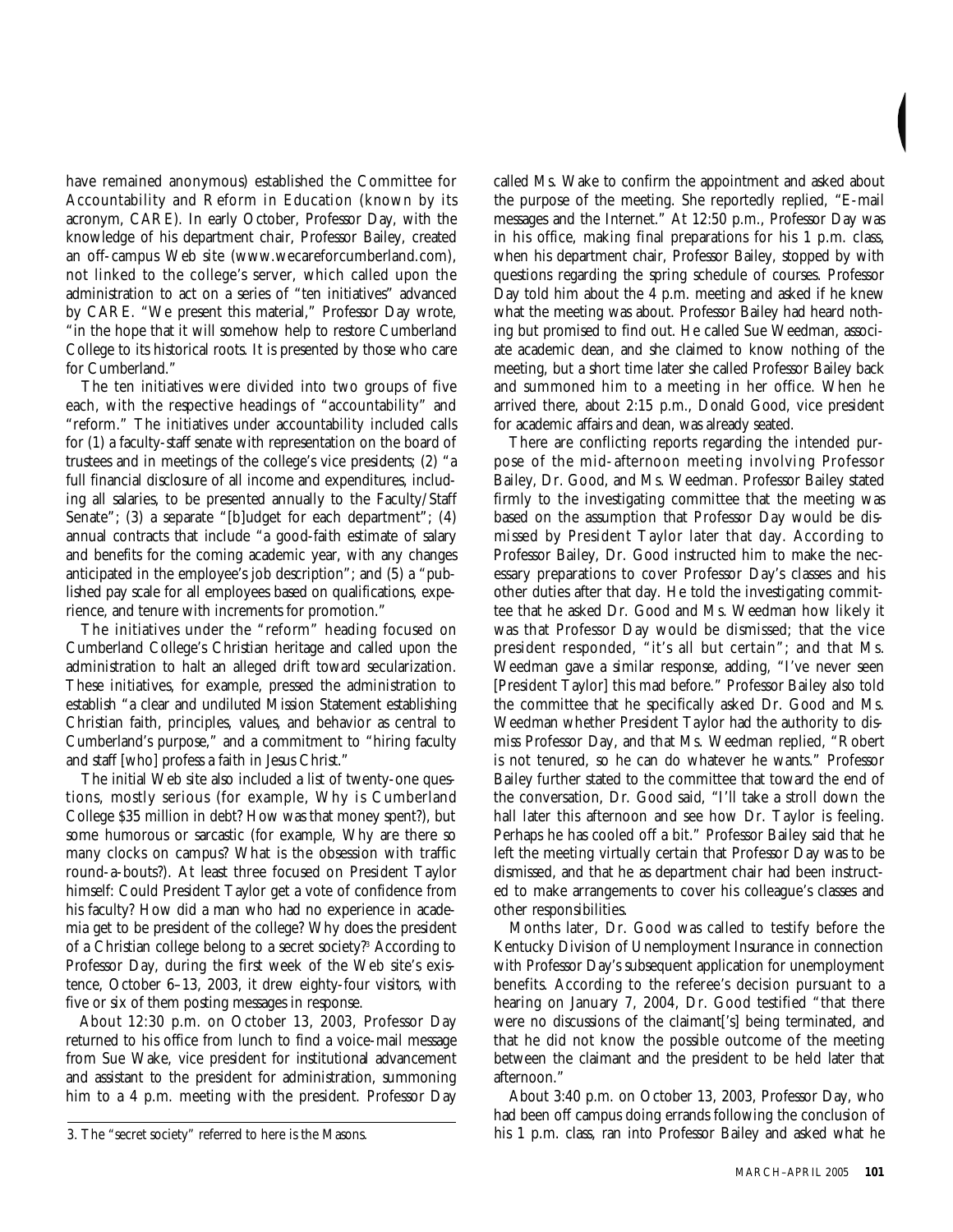have remained anonymous) established the Committee for Accountability and Reform in Education (known by its acronym, CARE). In early October, Professor Day, with the knowledge of his department chair, Professor Bailey, created an off-campus Web site (www.wecareforcumberland.com), not linked to the college's server, which called upon the administration to act on a series of "ten initiatives" advanced by CARE. "We present this material," Professor Day wrote, "in the hope that it will somehow help to restore Cumberland College to its historical roots. It is presented by those who care for Cumberland."

The ten initiatives were divided into two groups of five each, with the respective headings of "accountability" and "reform." The initiatives under accountability included calls for (1) a faculty-staff senate with representation on the board of trustees and in meetings of the college's vice presidents; (2) "a full financial disclosure of all income and expenditures, including all salaries, to be presented annually to the Faculty/Staff Senate"; (3) a separate "[b]udget for each department"; (4) annual contracts that include "a good-faith estimate of salary and benefits for the coming academic year, with any changes anticipated in the employee's job description"; and (5) a "published pay scale for all employees based on qualifications, experience, and tenure with increments for promotion."

The initiatives under the "reform" heading focused on Cumberland College's Christian heritage and called upon the administration to halt an alleged drift toward secularization. These initiatives, for example, pressed the administration to establish "a clear and undiluted Mission Statement establishing Christian faith, principles, values, and behavior as central to Cumberland's purpose," and a commitment to "hiring faculty and staff [who] profess a faith in Jesus Christ."

The initial Web site also included a list of twenty-one questions, mostly serious (for example, Why is Cumberland College $35 million in debt? How was that money spent?), but some humorous or sarcastic (for example, Why are there so many clocks on campus? What is the obsession with traffic round-a-bouts?). At least three focused on President Taylor himself: Could President Taylor get a vote of confidence from his faculty? How did a man who had no experience in academia get to be president of the college? Why does the president of a Christian college belong to a secret society?[3] According to Professor Day, during the first week of the Web site's existence, October 6–13, 2003, it drew eighty-four visitors, with five or six of them posting messages in response.

About 12:30 p.m. on October 13, 2003, Professor Day returned to his office from lunch to find a voice-mail message from Sue Wake, vice president for institutional advancement and assistant to the president for administration, summoning him to a 4 p.m. meeting with the president. Professor Day called Ms. Wake to confirm the appointment and asked about the purpose of the meeting. She reportedly replied, "E-mail messages and the Internet." At 12:50 p.m., Professor Day was in his office, making final preparations for his 1 p.m. class, when his department chair, Professor Bailey, stopped by with questions regarding the spring schedule of courses. Professor Day told him about the 4 p.m. meeting and asked if he knew what the meeting was about. Professor Bailey had heard nothing but promised to find out. He called Sue Weedman, associate academic dean, and she claimed to know nothing of the meeting, but a short time later she called Professor Bailey back and summoned him to a meeting in her office. When he arrived there, about 2:15 p.m., Donald Good, vice president for academic affairs and dean, was already seated.

There are conflicting reports regarding the intended purpose of the mid-afternoon meeting involving Professor Bailey, Dr. Good, and Ms. Weedman. Professor Bailey stated firmly to the investigating committee that the meeting was based on the assumption that Professor Day would be dismissed by President Taylor later that day. According to Professor Bailey, Dr. Good instructed him to make the necessary preparations to cover Professor Day's classes and his other duties after that day. He told the investigating committee that he asked Dr. Good and Ms. Weedman how likely it was that Professor Day would be dismissed; that the vice president responded, "it's all but certain"; and that Ms. Weedman gave a similar response, adding, "I've never seen [President Taylor] this mad before." Professor Bailey also told the committee that he specifically asked Dr. Good and Ms. Weedman whether President Taylor had the authority to dismiss Professor Day, and that Ms. Weedman replied, "Robert is not tenured, so he can do whatever he wants." Professor Bailey further stated to the committee that toward the end of the conversation, Dr. Good said, "I'll take a stroll down the hall later this afternoon and see how Dr. Taylor is feeling. Perhaps he has cooled off a bit." Professor Bailey said that he left the meeting virtually certain that Professor Day was to be dismissed, and that he as department chair had been instructed to make arrangements to cover his colleague's classes and other responsibilities.

Months later, Dr. Good was called to testify before the Kentucky Division of Unemployment Insurance in connection with Professor Day's subsequent application for unemployment benefits. According to the referee's decision pursuant to a hearing on January 7, 2004, Dr. Good testified "that there were no discussions of the claimant['s] being terminated, and that he did not know the possible outcome of the meeting between the claimant and the president to be held later that afternoon."

About 3:40 p.m. on October 13, 2003, Professor Day, who had been off campus doing errands following the conclusion of his 1 p.m. class, ran into Professor Bailey and asked what he

3. The "secret society" referred to here is the Masons.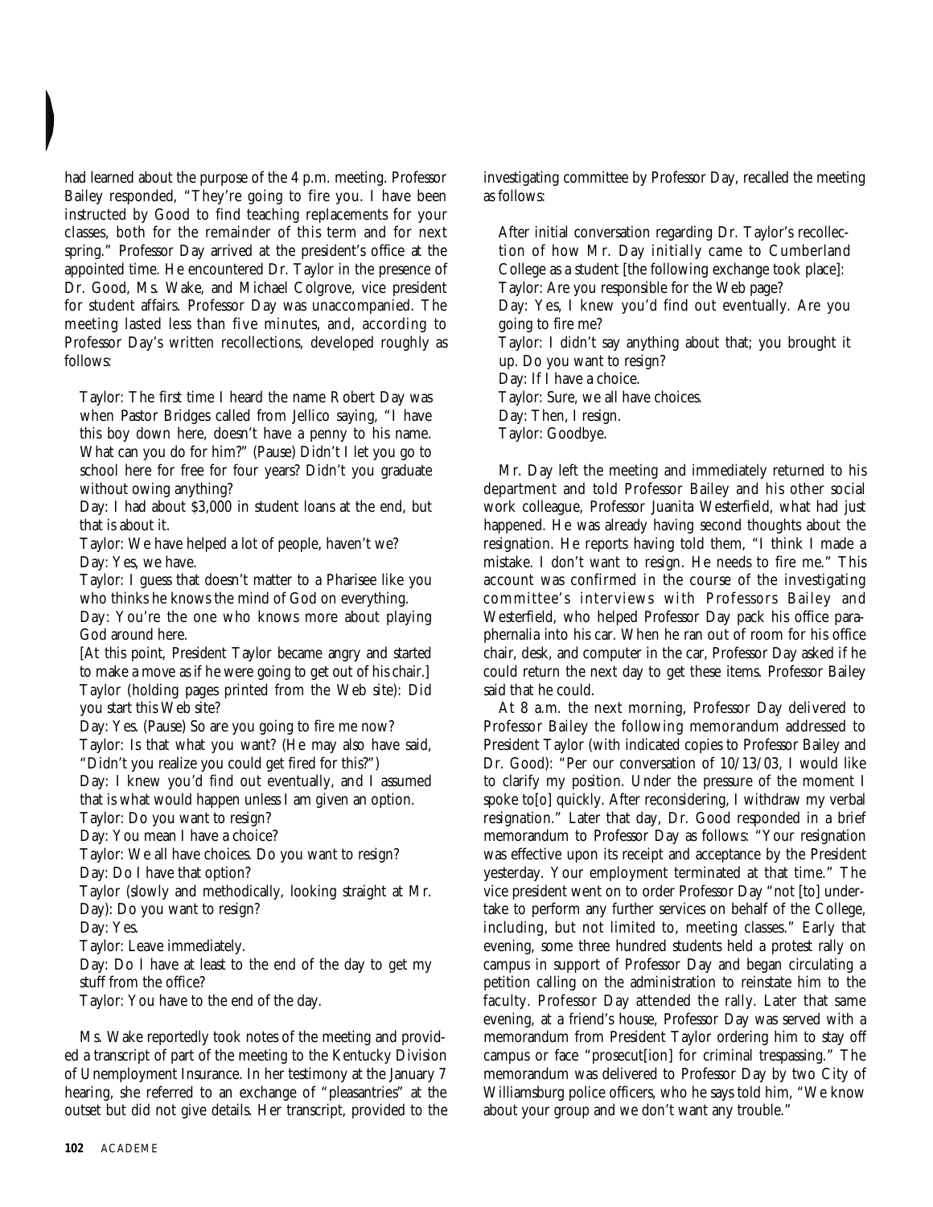had learned about the purpose of the 4 p.m. meeting. Professor Bailey responded, "They're going to fire you. I have been instructed by Good to find teaching replacements for your classes, both for the remainder of this term and for next spring." Professor Day arrived at the president's office at the appointed time. He encountered Dr. Taylor in the presence of Dr. Good, Ms. Wake, and Michael Colgrove, vice president for student affairs. Professor Day was unaccompanied. The meeting lasted less than five minutes, and, according to Professor Day's written recollections, developed roughly as follows:

> Taylor: The first time I heard the name Robert Day was when Pastor Bridges called from Jellico saying, "I have this boy down here, doesn't have a penny to his name. What can you do for him?" (Pause) Didn't I let you go to school here for free for four years? Didn't you graduate without owing anything?
>
> Day: I had about $3,000 in student loans at the end, but that is about it.
>
> Taylor: We have helped a lot of people, haven't we?
>
> Day: Yes, we have.
>
> Taylor: I guess that doesn't matter to a Pharisee like you who thinks he knows the mind of God on everything.
>
> Day: You're the one who knows more about playing God around here.
>
> [At this point, President Taylor became angry and started to make a move as if he were going to get out of his chair.]
>
> Taylor (holding pages printed from the Web site): Did you start this Web site?
>
> Day: Yes. (Pause) So are you going to fire me now?
>
> Taylor: Is that what you want? (He may also have said, "Didn't you realize you could get fired for this?")
>
> Day: I knew you'd find out eventually, and I assumed that is what would happen unless I am given an option.
>
> Taylor: Do you want to resign?
>
> Day: You mean I have a choice?
>
> Taylor: We all have choices. Do you want to resign?
>
> Day: Do I have that option?
>
> Taylor (slowly and methodically, looking straight at Mr. Day): Do you want to resign?
>
> Day: Yes.
>
> Taylor: Leave immediately.
>
> Day: Do I have at least to the end of the day to get my stuff from the office?
>
> Taylor: You have to the end of the day.

Ms. Wake reportedly took notes of the meeting and provided a transcript of part of the meeting to the Kentucky Division of Unemployment Insurance. In her testimony at the January 7 hearing, she referred to an exchange of "pleasantries" at the outset but did not give details. Her transcript, provided to the investigating committee by Professor Day, recalled the meeting as follows:

> After initial conversation regarding Dr. Taylor's recollection of how Mr. Day initially came to Cumberland College as a student [the following exchange took place]:
>
> Taylor: Are you responsible for the Web page?
>
> Day: Yes, I knew you'd find out eventually. Are you going to fire me?
>
> Taylor: I didn't say anything about that; you brought it up. Do you want to resign?
>
> Day: If I have a choice.
>
> Taylor: Sure, we all have choices.
>
> Day: Then, I resign.
>
> Taylor: Goodbye.

Mr. Day left the meeting and immediately returned to his department and told Professor Bailey and his other social work colleague, Professor Juanita Westerfield, what had just happened. He was already having second thoughts about the resignation. He reports having told them, "I think I made a mistake. I don't want to resign. He needs to fire me." This account was confirmed in the course of the investigating committee's interviews with Professors Bailey and Westerfield, who helped Professor Day pack his office paraphernalia into his car. When he ran out of room for his office chair, desk, and computer in the car, Professor Day asked if he could return the next day to get these items. Professor Bailey said that he could.

At 8 a.m. the next morning, Professor Day delivered to Professor Bailey the following memorandum addressed to President Taylor (with indicated copies to Professor Bailey and Dr. Good): "Per our conversation of 10/13/03, I would like to clarify my position. Under the pressure of the moment I spoke to[o] quickly. After reconsidering, I withdraw my verbal resignation." Later that day, Dr. Good responded in a brief memorandum to Professor Day as follows: "Your resignation was effective upon its receipt and acceptance by the President yesterday. Your employment terminated at that time." The vice president went on to order Professor Day "not [to] undertake to perform any further services on behalf of the College, including, but not limited to, meeting classes." Early that evening, some three hundred students held a protest rally on campus in support of Professor Day and began circulating a petition calling on the administration to reinstate him to the faculty. Professor Day attended the rally. Later that same evening, at a friend's house, Professor Day was served with a memorandum from President Taylor ordering him to stay off campus or face "prosecut[ion] for criminal trespassing." The memorandum was delivered to Professor Day by two City of Williamsburg police officers, who he says told him, "We know about your group and we don't want any trouble."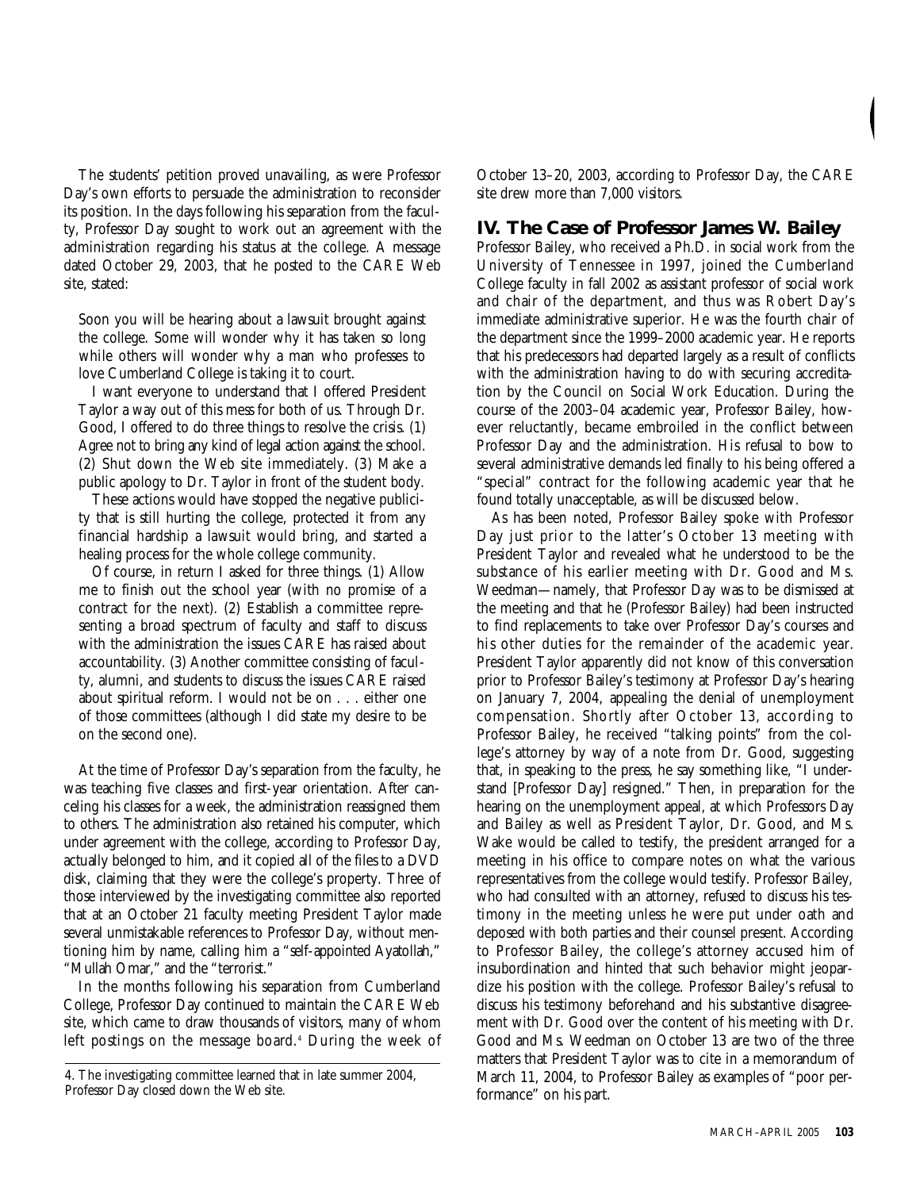The students' petition proved unavailing, as were Professor Day's own efforts to persuade the administration to reconsider its position. In the days following his separation from the faculty, Professor Day sought to work out an agreement with the administration regarding his status at the college. A message dated October 29, 2003, that he posted to the CARE Web site, stated:

> Soon you will be hearing about a lawsuit brought against the college. Some will wonder why it has taken so long while others will wonder why a man who professes to love Cumberland College is taking it to court.
>
> I want everyone to understand that I offered President Taylor a way out of this mess for both of us. Through Dr. Good, I offered to do three things to resolve the crisis. (1) Agree not to bring any kind of legal action against the school. (2) Shut down the Web site immediately. (3) Make a public apology to Dr. Taylor in front of the student body.
>
> These actions would have stopped the negative publicity that is still hurting the college, protected it from any financial hardship a lawsuit would bring, and started a healing process for the whole college community.
>
> Of course, in return I asked for three things. (1) Allow me to finish out the school year (with no promise of a contract for the next). (2) Establish a committee representing a broad spectrum of faculty and staff to discuss with the administration the issues CARE has raised about accountability. (3) Another committee consisting of faculty, alumni, and students to discuss the issues CARE raised about spiritual reform. I would not be on . . . either one of those committees (although I did state my desire to be on the second one).

At the time of Professor Day's separation from the faculty, he was teaching five classes and first-year orientation. After canceling his classes for a week, the administration reassigned them to others. The administration also retained his computer, which under agreement with the college, according to Professor Day, actually belonged to him, and it copied all of the files to a DVD disk, claiming that they were the college's property. Three of those interviewed by the investigating committee also reported that at an October 21 faculty meeting President Taylor made several unmistakable references to Professor Day, without mentioning him by name, calling him a "self-appointed Ayatollah," "Mullah Omar," and the "terrorist."

In the months following his separation from Cumberland College, Professor Day continued to maintain the CARE Web site, which came to draw thousands of visitors, many of whom left postings on the message board.[4] During the week of October 13–20, 2003, according to Professor Day, the CARE site drew more than 7,000 visitors.

## IV. The Case of Professor James W. Bailey

Professor Bailey, who received a Ph.D. in social work from the University of Tennessee in 1997, joined the Cumberland College faculty in fall 2002 as assistant professor of social work and chair of the department, and thus was Robert Day's immediate administrative superior. He was the fourth chair of the department since the 1999–2000 academic year. He reports that his predecessors had departed largely as a result of conflicts with the administration having to do with securing accreditation by the Council on Social Work Education. During the course of the 2003–04 academic year, Professor Bailey, however reluctantly, became embroiled in the conflict between Professor Day and the administration. His refusal to bow to several administrative demands led finally to his being offered a "special" contract for the following academic year that he found totally unacceptable, as will be discussed below.

As has been noted, Professor Bailey spoke with Professor Day just prior to the latter's October 13 meeting with President Taylor and revealed what he understood to be the substance of his earlier meeting with Dr. Good and Ms. Weedman—namely, that Professor Day was to be dismissed at the meeting and that he (Professor Bailey) had been instructed to find replacements to take over Professor Day's courses and his other duties for the remainder of the academic year. President Taylor apparently did not know of this conversation prior to Professor Bailey's testimony at Professor Day's hearing on January 7, 2004, appealing the denial of unemployment compensation. Shortly after October 13, according to Professor Bailey, he received "talking points" from the college's attorney by way of a note from Dr. Good, suggesting that, in speaking to the press, he say something like, "I understand [Professor Day] resigned." Then, in preparation for the hearing on the unemployment appeal, at which Professors Day and Bailey as well as President Taylor, Dr. Good, and Ms. Wake would be called to testify, the president arranged for a meeting in his office to compare notes on what the various representatives from the college would testify. Professor Bailey, who had consulted with an attorney, refused to discuss his testimony in the meeting unless he were put under oath and deposed with both parties and their counsel present. According to Professor Bailey, the college's attorney accused him of insubordination and hinted that such behavior might jeopardize his position with the college. Professor Bailey's refusal to discuss his testimony beforehand and his substantive disagreement with Dr. Good over the content of his meeting with Dr. Good and Ms. Weedman on October 13 are two of the three matters that President Taylor was to cite in a memorandum of March 11, 2004, to Professor Bailey as examples of "poor performance" on his part.

---

4. The investigating committee learned that in late summer 2004, Professor Day closed down the Web site.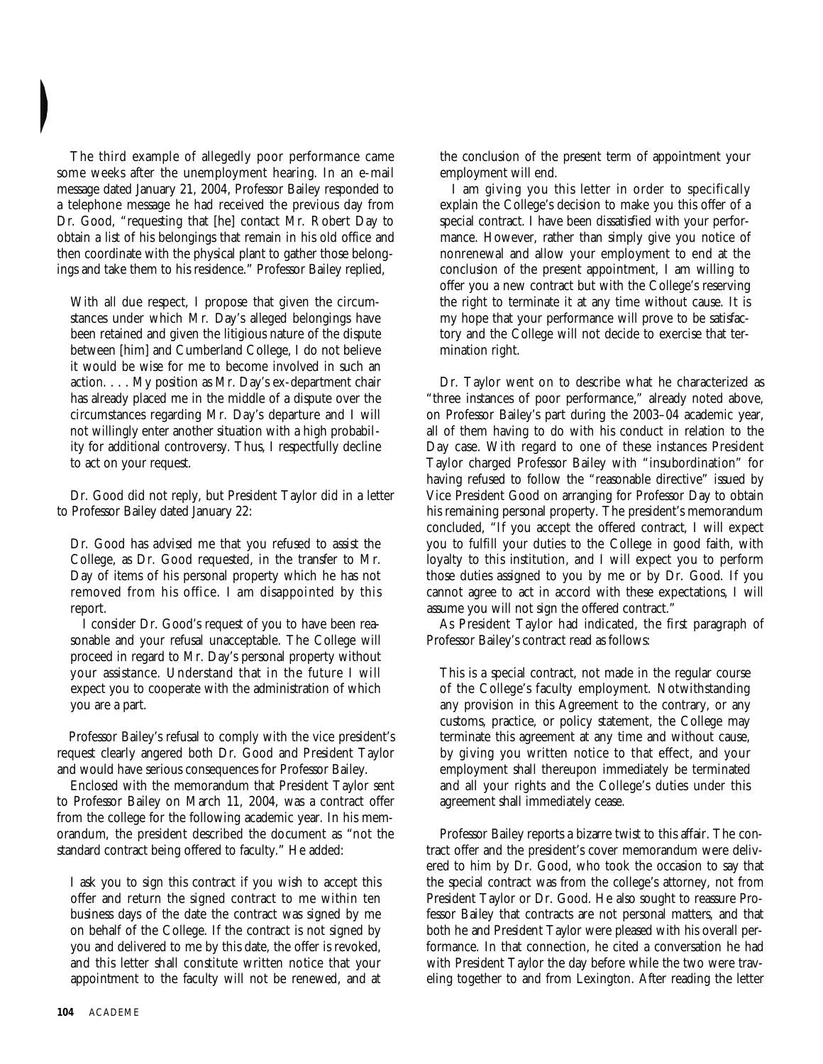The third example of allegedly poor performance came some weeks after the unemployment hearing. In an e-mail message dated January 21, 2004, Professor Bailey responded to a telephone message he had received the previous day from Dr. Good, "requesting that [he] contact Mr. Robert Day to obtain a list of his belongings that remain in his old office and then coordinate with the physical plant to gather those belongings and take them to his residence." Professor Bailey replied,

> With all due respect, I propose that given the circumstances under which Mr. Day's alleged belongings have been retained and given the litigious nature of the dispute between [him] and Cumberland College, I do not believe it would be wise for me to become involved in such an action. . . . My position as Mr. Day's ex-department chair has already placed me in the middle of a dispute over the circumstances regarding Mr. Day's departure and I will not willingly enter another situation with a high probability for additional controversy. Thus, I respectfully decline to act on your request.

Dr. Good did not reply, but President Taylor did in a letter to Professor Bailey dated January 22:

> Dr. Good has advised me that you refused to assist the College, as Dr. Good requested, in the transfer to Mr. Day of items of his personal property which he has not removed from his office. I am disappointed by this report.
>
> I consider Dr. Good's request of you to have been reasonable and your refusal unacceptable. The College will proceed in regard to Mr. Day's personal property without your assistance. Understand that in the future I will expect you to cooperate with the administration of which you are a part.

Professor Bailey's refusal to comply with the vice president's request clearly angered both Dr. Good and President Taylor and would have serious consequences for Professor Bailey.

Enclosed with the memorandum that President Taylor sent to Professor Bailey on March 11, 2004, was a contract offer from the college for the following academic year. In his memorandum, the president described the document as "not the standard contract being offered to faculty." He added:

> I ask you to sign this contract if you wish to accept this offer and return the signed contract to me within ten business days of the date the contract was signed by me on behalf of the College. If the contract is not signed by you and delivered to me by this date, the offer is revoked, and this letter shall constitute written notice that your appointment to the faculty will not be renewed, and at the conclusion of the present term of appointment your employment will end.
>
> I am giving you this letter in order to specifically explain the College's decision to make you this offer of a special contract. I have been dissatisfied with your performance. However, rather than simply give you notice of nonrenewal and allow your employment to end at the conclusion of the present appointment, I am willing to offer you a new contract but with the College's reserving the right to terminate it at any time without cause. It is my hope that your performance will prove to be satisfactory and the College will not decide to exercise that termination right.

Dr. Taylor went on to describe what he characterized as "three instances of poor performance," already noted above, on Professor Bailey's part during the 2003–04 academic year, all of them having to do with his conduct in relation to the Day case. With regard to one of these instances President Taylor charged Professor Bailey with "insubordination" for having refused to follow the "reasonable directive" issued by Vice President Good on arranging for Professor Day to obtain his remaining personal property. The president's memorandum concluded, "If you accept the offered contract, I will expect you to fulfill your duties to the College in good faith, with loyalty to this institution, and I will expect you to perform those duties assigned to you by me or by Dr. Good. If you cannot agree to act in accord with these expectations, I will assume you will not sign the offered contract."

As President Taylor had indicated, the first paragraph of Professor Bailey's contract read as follows:

> This is a special contract, not made in the regular course of the College's faculty employment. Notwithstanding any provision in this Agreement to the contrary, or any customs, practice, or policy statement, the College may terminate this agreement at any time and without cause, by giving you written notice to that effect, and your employment shall thereupon immediately be terminated and all your rights and the College's duties under this agreement shall immediately cease.

Professor Bailey reports a bizarre twist to this affair. The contract offer and the president's cover memorandum were delivered to him by Dr. Good, who took the occasion to say that the special contract was from the college's attorney, not from President Taylor or Dr. Good. He also sought to reassure Professor Bailey that contracts are not personal matters, and that both he and President Taylor were pleased with his overall performance. In that connection, he cited a conversation he had with President Taylor the day before while the two were traveling together to and from Lexington. After reading the letter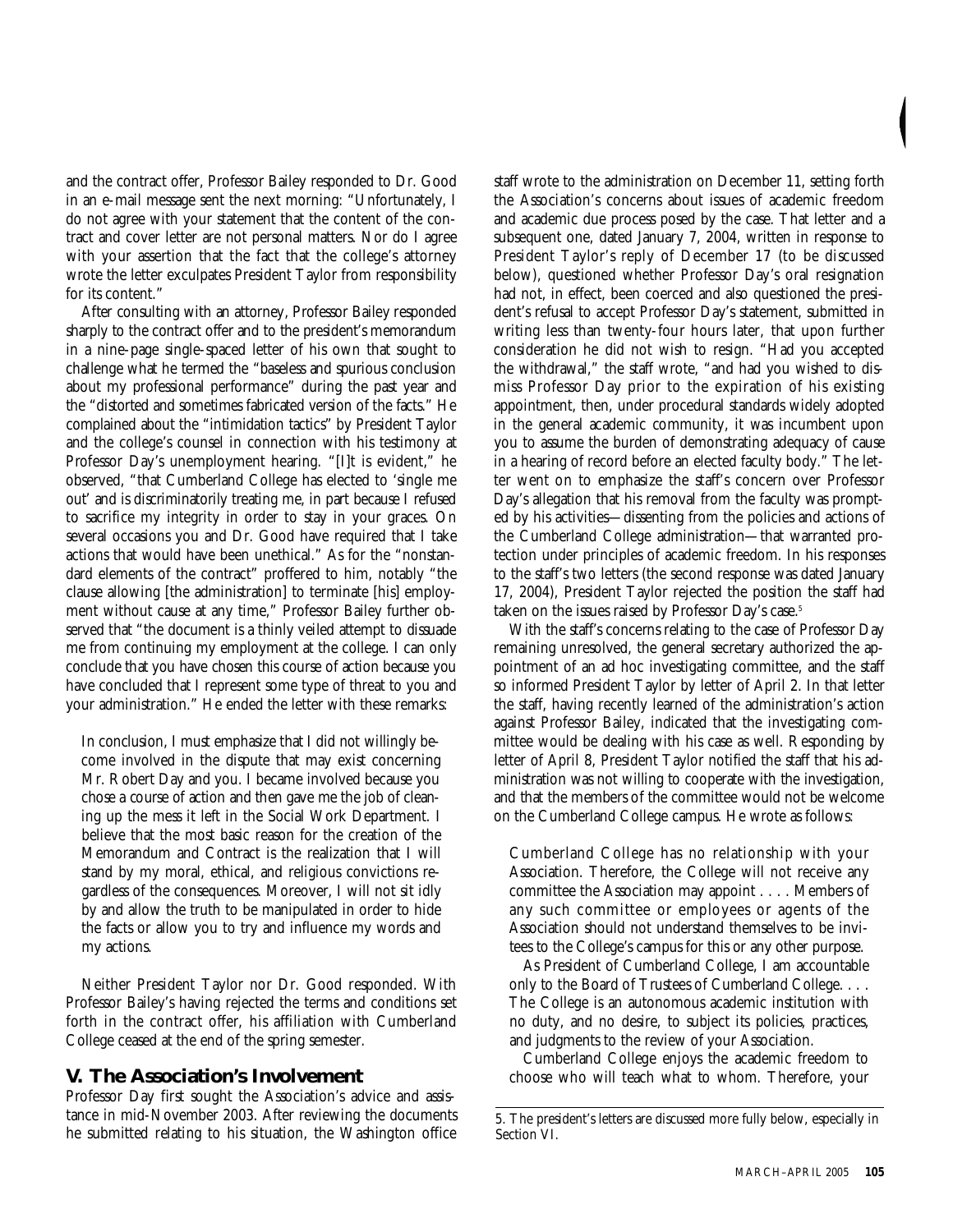and the contract offer, Professor Bailey responded to Dr. Good in an e-mail message sent the next morning: "Unfortunately, I do not agree with your statement that the content of the contract and cover letter are not personal matters. Nor do I agree with your assertion that the fact that the college's attorney wrote the letter exculpates President Taylor from responsibility for its content."

After consulting with an attorney, Professor Bailey responded sharply to the contract offer and to the president's memorandum in a nine-page single-spaced letter of his own that sought to challenge what he termed the "baseless and spurious conclusion about my professional performance" during the past year and the "distorted and sometimes fabricated version of the facts." He complained about the "intimidation tactics" by President Taylor and the college's counsel in connection with his testimony at Professor Day's unemployment hearing. "[I]t is evident," he observed, "that Cumberland College has elected to 'single me out' and is discriminatorily treating me, in part because I refused to sacrifice my integrity in order to stay in your graces. On several occasions you and Dr. Good have required that I take actions that would have been unethical." As for the "nonstandard elements of the contract" proffered to him, notably "the clause allowing [the administration] to terminate [his] employment without cause at any time," Professor Bailey further observed that "the document is a thinly veiled attempt to dissuade me from continuing my employment at the college. I can only conclude that you have chosen this course of action because you have concluded that I represent some type of threat to you and your administration." He ended the letter with these remarks:

> In conclusion, I must emphasize that I did not willingly become involved in the dispute that may exist concerning Mr. Robert Day and you. I became involved because you chose a course of action and then gave me the job of cleaning up the mess it left in the Social Work Department. I believe that the most basic reason for the creation of the Memorandum and Contract is the realization that I will stand by my moral, ethical, and religious convictions regardless of the consequences. Moreover, I will not sit idly by and allow the truth to be manipulated in order to hide the facts or allow you to try and influence my words and my actions.

Neither President Taylor nor Dr. Good responded. With Professor Bailey's having rejected the terms and conditions set forth in the contract offer, his affiliation with Cumberland College ceased at the end of the spring semester.

## V. The Association's Involvement

Professor Day first sought the Association's advice and assistance in mid-November 2003. After reviewing the documents he submitted relating to his situation, the Washington office staff wrote to the administration on December 11, setting forth the Association's concerns about issues of academic freedom and academic due process posed by the case. That letter and a subsequent one, dated January 7, 2004, written in response to President Taylor's reply of December 17 (to be discussed below), questioned whether Professor Day's oral resignation had not, in effect, been coerced and also questioned the president's refusal to accept Professor Day's statement, submitted in writing less than twenty-four hours later, that upon further consideration he did not wish to resign. "Had you accepted the withdrawal," the staff wrote, "and had you wished to dismiss Professor Day prior to the expiration of his existing appointment, then, under procedural standards widely adopted in the general academic community, it was incumbent upon you to assume the burden of demonstrating adequacy of cause in a hearing of record before an elected faculty body." The letter went on to emphasize the staff's concern over Professor Day's allegation that his removal from the faculty was prompted by his activities—dissenting from the policies and actions of the Cumberland College administration—that warranted protection under principles of academic freedom. In his responses to the staff's two letters (the second response was dated January 17, 2004), President Taylor rejected the position the staff had taken on the issues raised by Professor Day's case.[5]

With the staff's concerns relating to the case of Professor Day remaining unresolved, the general secretary authorized the appointment of an ad hoc investigating committee, and the staff so informed President Taylor by letter of April 2. In that letter the staff, having recently learned of the administration's action against Professor Bailey, indicated that the investigating committee would be dealing with his case as well. Responding by letter of April 8, President Taylor notified the staff that his administration was not willing to cooperate with the investigation, and that the members of the committee would not be welcome on the Cumberland College campus. He wrote as follows:

> Cumberland College has no relationship with your Association. Therefore, the College will not receive any committee the Association may appoint . . . . Members of any such committee or employees or agents of the Association should not understand themselves to be invitees to the College's campus for this or any other purpose.
>
> As President of Cumberland College, I am accountable only to the Board of Trustees of Cumberland College. . . . The College is an autonomous academic institution with no duty, and no desire, to subject its policies, practices, and judgments to the review of your Association.
>
> Cumberland College enjoys the academic freedom to choose who will teach what to whom. Therefore, your

5. The president's letters are discussed more fully below, especially in Section VI.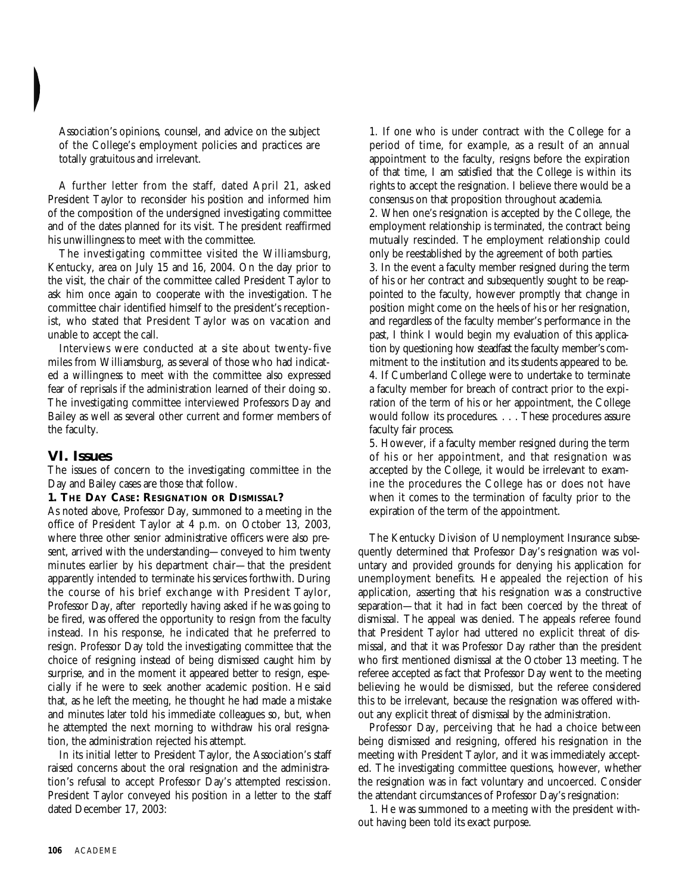Association's opinions, counsel, and advice on the subject of the College's employment policies and practices are totally gratuitous and irrelevant.

A further letter from the staff, dated April 21, asked President Taylor to reconsider his position and informed him of the composition of the undersigned investigating committee and of the dates planned for its visit. The president reaffirmed his unwillingness to meet with the committee.

The investigating committee visited the Williamsburg, Kentucky, area on July 15 and 16, 2004. On the day prior to the visit, the chair of the committee called President Taylor to ask him once again to cooperate with the investigation. The committee chair identified himself to the president's receptionist, who stated that President Taylor was on vacation and unable to accept the call.

Interviews were conducted at a site about twenty-five miles from Williamsburg, as several of those who had indicated a willingness to meet with the committee also expressed fear of reprisals if the administration learned of their doing so. The investigating committee interviewed Professors Day and Bailey as well as several other current and former members of the faculty.

## VI. Issues

The issues of concern to the investigating committee in the Day and Bailey cases are those that follow.

### 1. The Day Case: Resignation or Dismissal?

As noted above, Professor Day, summoned to a meeting in the office of President Taylor at 4 p.m. on October 13, 2003, where three other senior administrative officers were also present, arrived with the understanding—conveyed to him twenty minutes earlier by his department chair—that the president apparently intended to terminate his services forthwith. During the course of his brief exchange with President Taylor, Professor Day, after reportedly having asked if he was going to be fired, was offered the opportunity to resign from the faculty instead. In his response, he indicated that he preferred to resign. Professor Day told the investigating committee that the choice of resigning instead of being dismissed caught him by surprise, and in the moment it appeared better to resign, especially if he were to seek another academic position. He said that, as he left the meeting, he thought he had made a mistake and minutes later told his immediate colleagues so, but, when he attempted the next morning to withdraw his oral resignation, the administration rejected his attempt.

In its initial letter to President Taylor, the Association's staff raised concerns about the oral resignation and the administration's refusal to accept Professor Day's attempted rescission. President Taylor conveyed his position in a letter to the staff dated December 17, 2003:

> 1. If one who is under contract with the College for a period of time, for example, as a result of an annual appointment to the faculty, resigns before the expiration of that time, I am satisfied that the College is within its rights to accept the resignation. I believe there would be a consensus on that proposition throughout academia.
>
> 2. When one's resignation is accepted by the College, the employment relationship is terminated, the contract being mutually rescinded. The employment relationship could only be reestablished by the agreement of both parties.
>
> 3. In the event a faculty member resigned during the term of his or her contract and subsequently sought to be reappointed to the faculty, however promptly that change in position might come on the heels of his or her resignation, and regardless of the faculty member's performance in the past, I think I would begin my evaluation of this application by questioning how steadfast the faculty member's commitment to the institution and its students appeared to be.
>
> 4. If Cumberland College were to undertake to terminate a faculty member for breach of contract prior to the expiration of the term of his or her appointment, the College would follow its procedures. . . . These procedures assure faculty fair process.
>
> 5. However, if a faculty member resigned during the term of his or her appointment, and that resignation was accepted by the College, it would be irrelevant to examine the procedures the College has or does not have when it comes to the termination of faculty prior to the expiration of the term of the appointment.

The Kentucky Division of Unemployment Insurance subsequently determined that Professor Day's resignation was voluntary and provided grounds for denying his application for unemployment benefits. He appealed the rejection of his application, asserting that his resignation was a constructive separation—that it had in fact been coerced by the threat of dismissal. The appeal was denied. The appeals referee found that President Taylor had uttered no explicit threat of dismissal, and that it was Professor Day rather than the president who first mentioned dismissal at the October 13 meeting. The referee accepted as fact that Professor Day went to the meeting believing he would be dismissed, but the referee considered this to be irrelevant, because the resignation was offered without any explicit threat of dismissal by the administration.

Professor Day, perceiving that he had a choice between being dismissed and resigning, offered his resignation in the meeting with President Taylor, and it was immediately accepted. The investigating committee questions, however, whether the resignation was in fact voluntary and uncoerced. Consider the attendant circumstances of Professor Day's resignation:

1. He was summoned to a meeting with the president without having been told its exact purpose.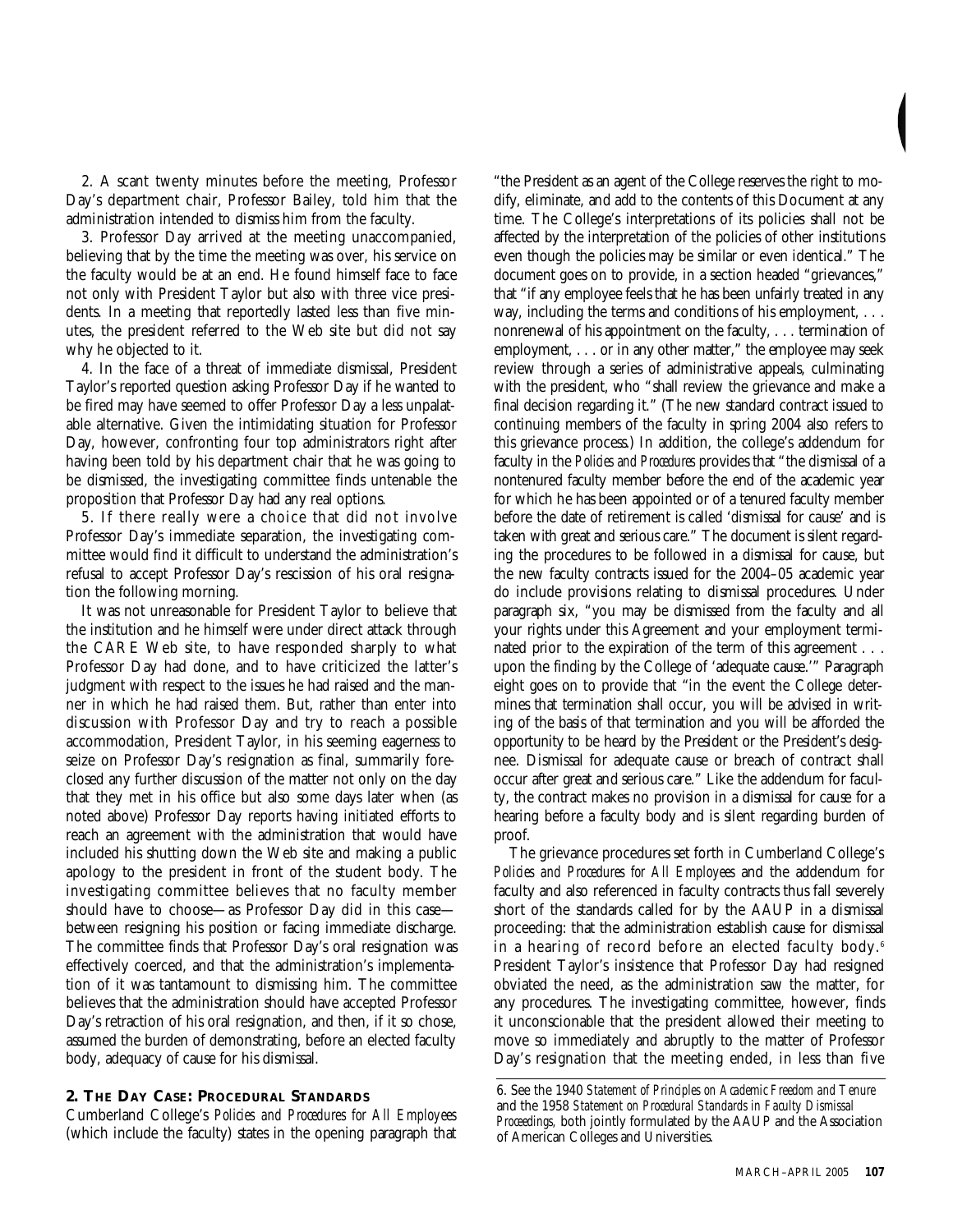2. A scant twenty minutes before the meeting, Professor Day's department chair, Professor Bailey, told him that the administration intended to dismiss him from the faculty.

3. Professor Day arrived at the meeting unaccompanied, believing that by the time the meeting was over, his service on the faculty would be at an end. He found himself face to face not only with President Taylor but also with three vice presidents. In a meeting that reportedly lasted less than five minutes, the president referred to the Web site but did not say why he objected to it.

4. In the face of a threat of immediate dismissal, President Taylor's reported question asking Professor Day if he wanted to be fired may have seemed to offer Professor Day a less unpalatable alternative. Given the intimidating situation for Professor Day, however, confronting four top administrators right after having been told by his department chair that he was going to be dismissed, the investigating committee finds untenable the proposition that Professor Day had any real options.

5. If there really were a choice that did not involve Professor Day's immediate separation, the investigating committee would find it difficult to understand the administration's refusal to accept Professor Day's rescission of his oral resignation the following morning.

It was not unreasonable for President Taylor to believe that the institution and he himself were under direct attack through the CARE Web site, to have responded sharply to what Professor Day had done, and to have criticized the latter's judgment with respect to the issues he had raised and the manner in which he had raised them. But, rather than enter into discussion with Professor Day and try to reach a possible accommodation, President Taylor, in his seeming eagerness to seize on Professor Day's resignation as final, summarily foreclosed any further discussion of the matter not only on the day that they met in his office but also some days later when (as noted above) Professor Day reports having initiated efforts to reach an agreement with the administration that would have included his shutting down the Web site and making a public apology to the president in front of the student body. The investigating committee believes that no faculty member should have to choose—as Professor Day did in this case—between resigning his position or facing immediate discharge. The committee finds that Professor Day's oral resignation was effectively coerced, and that the administration's implementation of it was tantamount to dismissing him. The committee believes that the administration should have accepted Professor Day's retraction of his oral resignation, and then, if it so chose, assumed the burden of demonstrating, before an elected faculty body, adequacy of cause for his dismissal.

## 2. The Day Case: Procedural Standards

Cumberland College's *Policies and Procedures for All Employees* (which include the faculty) states in the opening paragraph that "the President as an agent of the College reserves the right to modify, eliminate, and add to the contents of this Document at any time. The College's interpretations of its policies shall not be affected by the interpretation of the policies of other institutions even though the policies may be similar or even identical." The document goes on to provide, in a section headed "grievances," that "if any employee feels that he has been unfairly treated in any way, including the terms and conditions of his employment, . . . nonrenewal of his appointment on the faculty, . . . termination of employment, . . . or in any other matter," the employee may seek review through a series of administrative appeals, culminating with the president, who "shall review the grievance and make a final decision regarding it." (The new standard contract issued to continuing members of the faculty in spring 2004 also refers to this grievance process.) In addition, the college's addendum for faculty in the *Policies and Procedures* provides that "the dismissal of a nontenured faculty member before the end of the academic year for which he has been appointed or of a tenured faculty member before the date of retirement is called 'dismissal for cause' and is taken with great and serious care." The document is silent regarding the procedures to be followed in a dismissal for cause, but the new faculty contracts issued for the 2004–05 academic year do include provisions relating to dismissal procedures. Under paragraph six, "you may be dismissed from the faculty and all your rights under this Agreement and your employment terminated prior to the expiration of the term of this agreement . . . upon the finding by the College of 'adequate cause.'" Paragraph eight goes on to provide that "in the event the College determines that termination shall occur, you will be advised in writing of the basis of that termination and you will be afforded the opportunity to be heard by the President or the President's designee. Dismissal for adequate cause or breach of contract shall occur after great and serious care." Like the addendum for faculty, the contract makes no provision in a dismissal for cause for a hearing before a faculty body and is silent regarding burden of proof.

The grievance procedures set forth in Cumberland College's *Policies and Procedures for All Employees* and the addendum for faculty and also referenced in faculty contracts thus fall severely short of the standards called for by the AAUP in a dismissal proceeding: that the administration establish cause for dismissal in a hearing of record before an elected faculty body.[6] President Taylor's insistence that Professor Day had resigned obviated the need, as the administration saw the matter, for any procedures. The investigating committee, however, finds it unconscionable that the president allowed their meeting to move so immediately and abruptly to the matter of Professor Day's resignation that the meeting ended, in less than five

6. See the 1940 *Statement of Principles on Academic Freedom and Tenure* and the 1958 *Statement on Procedural Standards in Faculty Dismissal Proceedings*, both jointly formulated by the AAUP and the Association of American Colleges and Universities.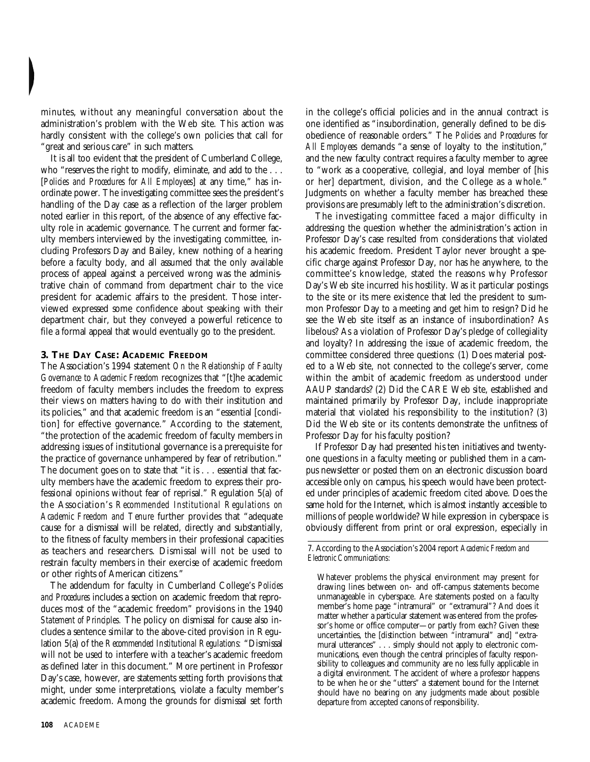minutes, without any meaningful conversation about the administration's problem with the Web site. This action was hardly consistent with the college's own policies that call for "great and serious care" in such matters.

It is all too evident that the president of Cumberland College, who "reserves the right to modify, eliminate, and add to the . . . [*Policies and Procedures for All Employees*] at any time," has inordinate power. The investigating committee sees the president's handling of the Day case as a reflection of the larger problem noted earlier in this report, of the absence of any effective faculty role in academic governance. The current and former faculty members interviewed by the investigating committee, including Professors Day and Bailey, knew nothing of a hearing before a faculty body, and all assumed that the only available process of appeal against a perceived wrong was the administrative chain of command from department chair to the vice president for academic affairs to the president. Those interviewed expressed some confidence about speaking with their department chair, but they conveyed a powerful reticence to file a formal appeal that would eventually go to the president.

### 3. The Day Case: Academic Freedom

The Association's 1994 statement *On the Relationship of Faculty Governance to Academic Freedom* recognizes that "[t]he academic freedom of faculty members includes the freedom to express their views on matters having to do with their institution and its policies," and that academic freedom is an "essential [condition] for effective governance." According to the statement, "the protection of the academic freedom of faculty members in addressing issues of institutional governance is a prerequisite for the practice of governance unhampered by fear of retribution." The document goes on to state that "it is . . . essential that faculty members have the academic freedom to express their professional opinions without fear of reprisal." Regulation 5(a) of the Association's *Recommended Institutional Regulations on Academic Freedom and Tenure* further provides that "adequate cause for a dismissal will be related, directly and substantially, to the fitness of faculty members in their professional capacities as teachers and researchers. Dismissal will not be used to restrain faculty members in their exercise of academic freedom or other rights of American citizens."

The addendum for faculty in Cumberland College's *Policies and Procedures* includes a section on academic freedom that reproduces most of the "academic freedom" provisions in the 1940 *Statement of Principles.* The policy on dismissal for cause also includes a sentence similar to the above-cited provision in Regulation 5(a) of the *Recommended Institutional Regulations:* "Dismissal will not be used to interfere with a teacher's academic freedom as defined later in this document." More pertinent in Professor Day's case, however, are statements setting forth provisions that might, under some interpretations, violate a faculty member's academic freedom. Among the grounds for dismissal set forth in the college's official policies and in the annual contract is one identified as "insubordination, generally defined to be disobedience of reasonable orders." The *Policies and Procedures for All Employees* demands "a sense of loyalty to the institution," and the new faculty contract requires a faculty member to agree to "work as a cooperative, collegial, and loyal member of [his or her] department, division, and the College as a whole." Judgments on whether a faculty member has breached these provisions are presumably left to the administration's discretion.

The investigating committee faced a major difficulty in addressing the question whether the administration's action in Professor Day's case resulted from considerations that violated his academic freedom. President Taylor never brought a specific charge against Professor Day, nor has he anywhere, to the committee's knowledge, stated the reasons why Professor Day's Web site incurred his hostility. Was it particular postings to the site or its mere existence that led the president to summon Professor Day to a meeting and get him to resign? Did he see the Web site itself as an instance of insubordination? As libelous? As a violation of Professor Day's pledge of collegiality and loyalty? In addressing the issue of academic freedom, the committee considered three questions: (1) Does material posted to a Web site, not connected to the college's server, come within the ambit of academic freedom as understood under AAUP standards? (2) Did the CARE Web site, established and maintained primarily by Professor Day, include inappropriate material that violated his responsibility to the institution? (3) Did the Web site or its contents demonstrate the unfitness of Professor Day for his faculty position?

If Professor Day had presented his ten initiatives and twenty-one questions in a faculty meeting or published them in a campus newsletter or posted them on an electronic discussion board accessible only on campus, his speech would have been protected under principles of academic freedom cited above. Does the same hold for the Internet, which is almost instantly accessible to millions of people worldwide? While expression in cyberspace is obviously different from print or oral expression, especially in

---

7. According to the Association's 2004 report *Academic Freedom and Electronic Communications:*

> Whatever problems the physical environment may present for drawing lines between on- and off-campus statements become unmanageable in cyberspace. Are statements posted on a faculty member's home page "intramural" or "extramural"? And does it matter whether a particular statement was entered from the professor's home or office computer—or partly from each? Given these uncertainties, the [distinction between "intramural" and] "extramural utterances" . . . simply should not apply to electronic communications, even though the central principles of faculty responsibility to colleagues and community are no less fully applicable in a digital environment. The accident of where a professor happens to be when he or she "utters" a statement bound for the Internet should have no bearing on any judgments made about possible departure from accepted canons of responsibility.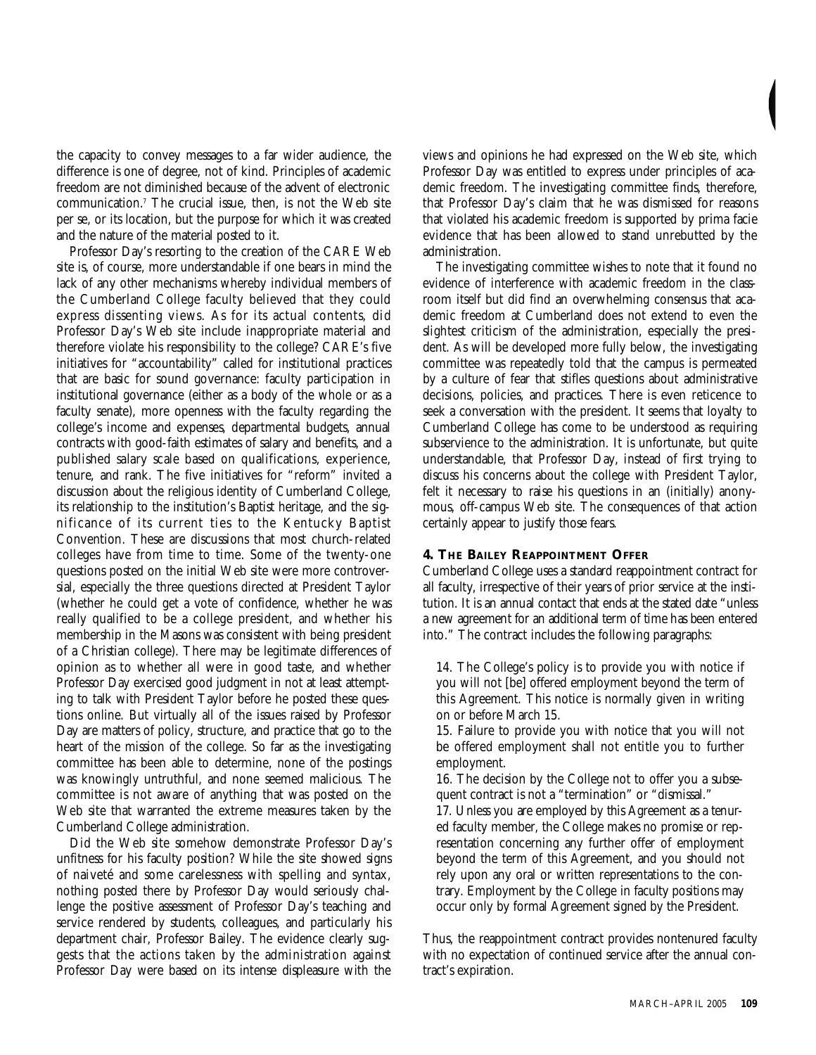the capacity to convey messages to a far wider audience, the difference is one of degree, not of kind. Principles of academic freedom are not diminished because of the advent of electronic communication.[7] The crucial issue, then, is not the Web site per se, or its location, but the purpose for which it was created and the nature of the material posted to it.

Professor Day's resorting to the creation of the CARE Web site is, of course, more understandable if one bears in mind the lack of any other mechanisms whereby individual members of the Cumberland College faculty believed that they could express dissenting views. As for its actual contents, did Professor Day's Web site include inappropriate material and therefore violate his responsibility to the college? CARE's five initiatives for "accountability" called for institutional practices that are basic for sound governance: faculty participation in institutional governance (either as a body of the whole or as a faculty senate), more openness with the faculty regarding the college's income and expenses, departmental budgets, annual contracts with good-faith estimates of salary and benefits, and a published salary scale based on qualifications, experience, tenure, and rank. The five initiatives for "reform" invited a discussion about the religious identity of Cumberland College, its relationship to the institution's Baptist heritage, and the significance of its current ties to the Kentucky Baptist Convention. These are discussions that most church-related colleges have from time to time. Some of the twenty-one questions posted on the initial Web site were more controversial, especially the three questions directed at President Taylor (whether he could get a vote of confidence, whether he was really qualified to be a college president, and whether his membership in the Masons was consistent with being president of a Christian college). There may be legitimate differences of opinion as to whether all were in good taste, and whether Professor Day exercised good judgment in not at least attempting to talk with President Taylor before he posted these questions online. But virtually all of the issues raised by Professor Day are matters of policy, structure, and practice that go to the heart of the mission of the college. So far as the investigating committee has been able to determine, none of the postings was knowingly untruthful, and none seemed malicious. The committee is not aware of anything that was posted on the Web site that warranted the extreme measures taken by the Cumberland College administration.

Did the Web site somehow demonstrate Professor Day's unfitness for his faculty position? While the site showed signs of naiveté and some carelessness with spelling and syntax, nothing posted there by Professor Day would seriously challenge the positive assessment of Professor Day's teaching and service rendered by students, colleagues, and particularly his department chair, Professor Bailey. The evidence clearly suggests that the actions taken by the administration against Professor Day were based on its intense displeasure with the views and opinions he had expressed on the Web site, which Professor Day was entitled to express under principles of academic freedom. The investigating committee finds, therefore, that Professor Day's claim that he was dismissed for reasons that violated his academic freedom is supported by prima facie evidence that has been allowed to stand unrebutted by the administration.

The investigating committee wishes to note that it found no evidence of interference with academic freedom in the classroom itself but did find an overwhelming consensus that academic freedom at Cumberland does not extend to even the slightest criticism of the administration, especially the president. As will be developed more fully below, the investigating committee was repeatedly told that the campus is permeated by a culture of fear that stifles questions about administrative decisions, policies, and practices. There is even reticence to seek a conversation with the president. It seems that loyalty to Cumberland College has come to be understood as requiring subservience to the administration. It is unfortunate, but quite understandable, that Professor Day, instead of first trying to discuss his concerns about the college with President Taylor, felt it necessary to raise his questions in an (initially) anonymous, off-campus Web site. The consequences of that action certainly appear to justify those fears.

## 4. The Bailey Reappointment Offer

Cumberland College uses a standard reappointment contract for all faculty, irrespective of their years of prior service at the institution. It is an annual contact that ends at the stated date "unless a new agreement for an additional term of time has been entered into." The contract includes the following paragraphs:

> 14. The College's policy is to provide you with notice if you will not [be] offered employment beyond the term of this Agreement. This notice is normally given in writing on or before March 15.
>
> 15. Failure to provide you with notice that you will not be offered employment shall not entitle you to further employment.
>
> 16. The decision by the College not to offer you a subsequent contract is not a "termination" or "dismissal."
>
> 17. Unless you are employed by this Agreement as a tenured faculty member, the College makes no promise or representation concerning any further offer of employment beyond the term of this Agreement, and you should not rely upon any oral or written representations to the contrary. Employment by the College in faculty positions may occur only by formal Agreement signed by the President.

Thus, the reappointment contract provides nontenured faculty with no expectation of continued service after the annual contract's expiration.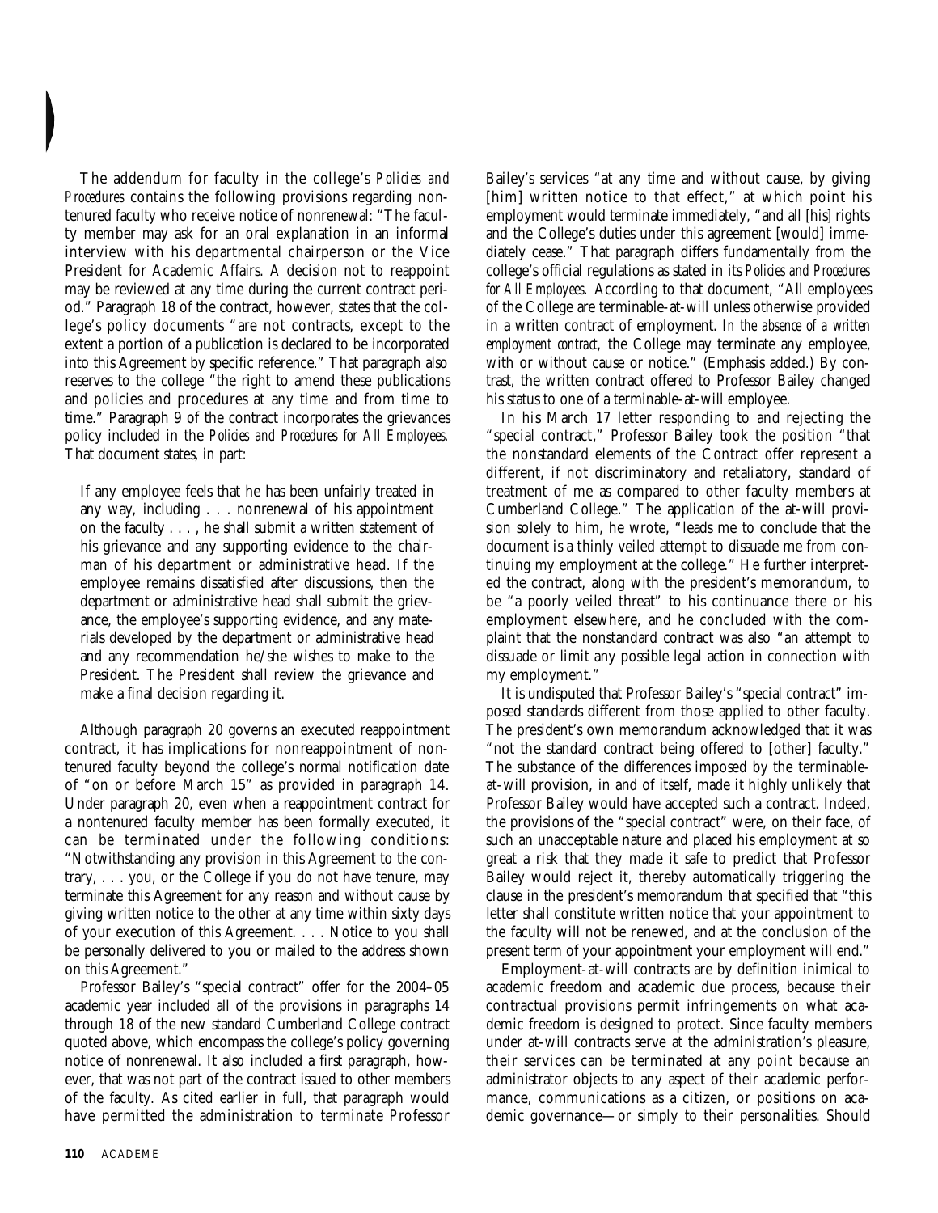The addendum for faculty in the college's *Policies and Procedures* contains the following provisions regarding nontenured faculty who receive notice of nonrenewal: "The faculty member may ask for an oral explanation in an informal interview with his departmental chairperson or the Vice President for Academic Affairs. A decision not to reappoint may be reviewed at any time during the current contract period." Paragraph 18 of the contract, however, states that the college's policy documents "are not contracts, except to the extent a portion of a publication is declared to be incorporated into this Agreement by specific reference." That paragraph also reserves to the college "the right to amend these publications and policies and procedures at any time and from time to time." Paragraph 9 of the contract incorporates the grievances policy included in the *Policies and Procedures for All Employees.* That document states, in part:

> If any employee feels that he has been unfairly treated in any way, including . . . nonrenewal of his appointment on the faculty . . . , he shall submit a written statement of his grievance and any supporting evidence to the chairman of his department or administrative head. If the employee remains dissatisfied after discussions, then the department or administrative head shall submit the grievance, the employee's supporting evidence, and any materials developed by the department or administrative head and any recommendation he/she wishes to make to the President. The President shall review the grievance and make a final decision regarding it.

Although paragraph 20 governs an executed reappointment contract, it has implications for nonreappointment of nontenured faculty beyond the college's normal notification date of "on or before March 15" as provided in paragraph 14. Under paragraph 20, even when a reappointment contract for a nontenured faculty member has been formally executed, it can be terminated under the following conditions: "Notwithstanding any provision in this Agreement to the contrary, . . . you, or the College if you do not have tenure, may terminate this Agreement for any reason and without cause by giving written notice to the other at any time within sixty days of your execution of this Agreement. . . . Notice to you shall be personally delivered to you or mailed to the address shown on this Agreement."

Professor Bailey's "special contract" offer for the 2004–05 academic year included all of the provisions in paragraphs 14 through 18 of the new standard Cumberland College contract quoted above, which encompass the college's policy governing notice of nonrenewal. It also included a first paragraph, however, that was not part of the contract issued to other members of the faculty. As cited earlier in full, that paragraph would have permitted the administration to terminate Professor Bailey's services "at any time and without cause, by giving [him] written notice to that effect," at which point his employment would terminate immediately, "and all [his] rights and the College's duties under this agreement [would] immediately cease." That paragraph differs fundamentally from the college's official regulations as stated in its *Policies and Procedures for All Employees.* According to that document, "All employees of the College are terminable-at-will unless otherwise provided in a written contract of employment. *In the absence of a written employment contract,* the College may terminate any employee, with or without cause or notice." (Emphasis added.) By contrast, the written contract offered to Professor Bailey changed his status to one of a terminable-at-will employee.

In his March 17 letter responding to and rejecting the "special contract," Professor Bailey took the position "that the nonstandard elements of the Contract offer represent a different, if not discriminatory and retaliatory, standard of treatment of me as compared to other faculty members at Cumberland College." The application of the at-will provision solely to him, he wrote, "leads me to conclude that the document is a thinly veiled attempt to dissuade me from continuing my employment at the college." He further interpreted the contract, along with the president's memorandum, to be "a poorly veiled threat" to his continuance there or his employment elsewhere, and he concluded with the complaint that the nonstandard contract was also "an attempt to dissuade or limit any possible legal action in connection with my employment."

It is undisputed that Professor Bailey's "special contract" imposed standards different from those applied to other faculty. The president's own memorandum acknowledged that it was "not the standard contract being offered to [other] faculty." The substance of the differences imposed by the terminable-at-will provision, in and of itself, made it highly unlikely that Professor Bailey would have accepted such a contract. Indeed, the provisions of the "special contract" were, on their face, of such an unacceptable nature and placed his employment at so great a risk that they made it safe to predict that Professor Bailey would reject it, thereby automatically triggering the clause in the president's memorandum that specified that "this letter shall constitute written notice that your appointment to the faculty will not be renewed, and at the conclusion of the present term of your appointment your employment will end."

Employment-at-will contracts are by definition inimical to academic freedom and academic due process, because their contractual provisions permit infringements on what academic freedom is designed to protect. Since faculty members under at-will contracts serve at the administration's pleasure, their services can be terminated at any point because an administrator objects to any aspect of their academic performance, communications as a citizen, or positions on academic governance—or simply to their personalities. Should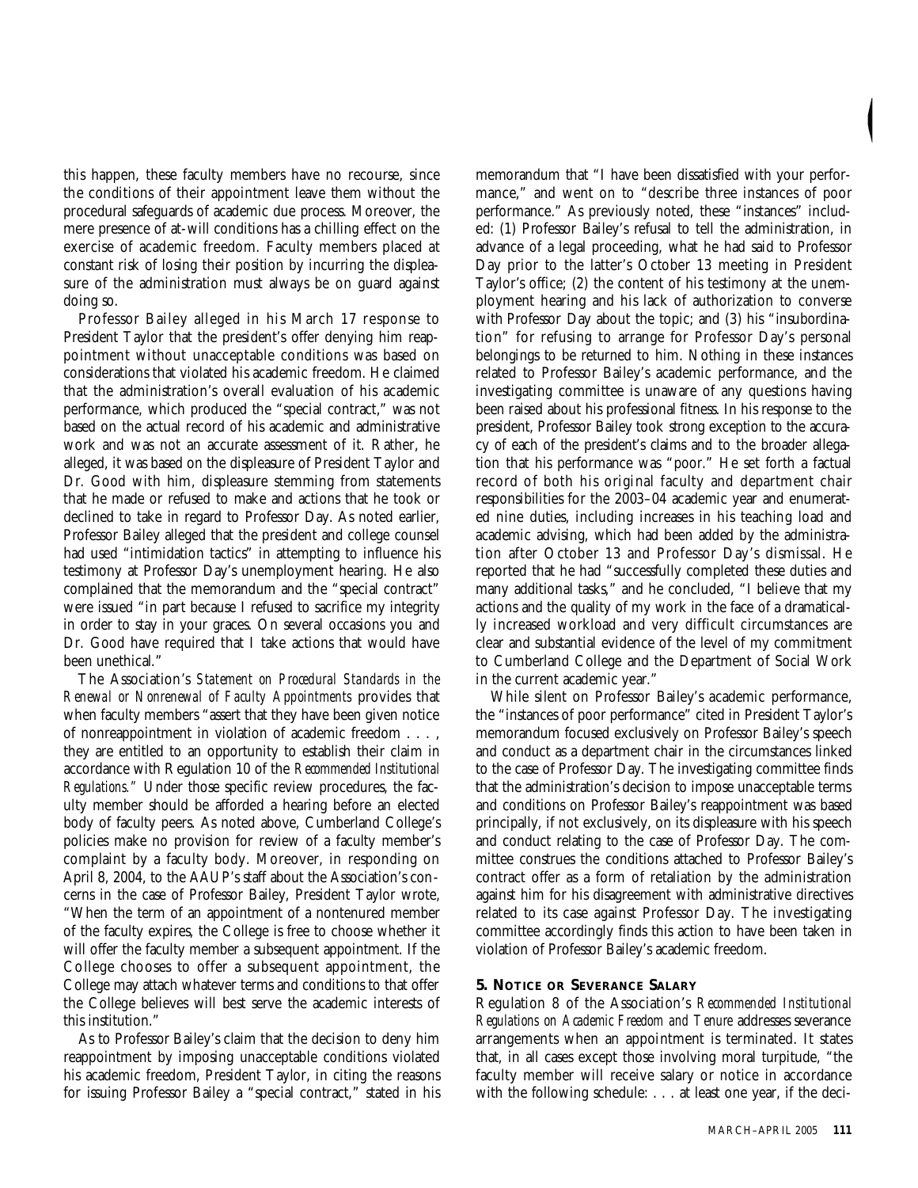this happen, these faculty members have no recourse, since the conditions of their appointment leave them without the procedural safeguards of academic due process. Moreover, the mere presence of at-will conditions has a chilling effect on the exercise of academic freedom. Faculty members placed at constant risk of losing their position by incurring the displeasure of the administration must always be on guard against doing so.

Professor Bailey alleged in his March 17 response to President Taylor that the president's offer denying him reappointment without unacceptable conditions was based on considerations that violated his academic freedom. He claimed that the administration's overall evaluation of his academic performance, which produced the "special contract," was not based on the actual record of his academic and administrative work and was not an accurate assessment of it. Rather, he alleged, it was based on the displeasure of President Taylor and Dr. Good with him, displeasure stemming from statements that he made or refused to make and actions that he took or declined to take in regard to Professor Day. As noted earlier, Professor Bailey alleged that the president and college counsel had used "intimidation tactics" in attempting to influence his testimony at Professor Day's unemployment hearing. He also complained that the memorandum and the "special contract" were issued "in part because I refused to sacrifice my integrity in order to stay in your graces. On several occasions you and Dr. Good have required that I take actions that would have been unethical."

The Association's *Statement on Procedural Standards in the Renewal or Nonrenewal of Faculty Appointments* provides that when faculty members "assert that they have been given notice of nonreappointment in violation of academic freedom . . . , they are entitled to an opportunity to establish their claim in accordance with Regulation 10 of the *Recommended Institutional Regulations.*" Under those specific review procedures, the faculty member should be afforded a hearing before an elected body of faculty peers. As noted above, Cumberland College's policies make no provision for review of a faculty member's complaint by a faculty body. Moreover, in responding on April 8, 2004, to the AAUP's staff about the Association's concerns in the case of Professor Bailey, President Taylor wrote, "When the term of an appointment of a nontenured member of the faculty expires, the College is free to choose whether it will offer the faculty member a subsequent appointment. If the College chooses to offer a subsequent appointment, the College may attach whatever terms and conditions to that offer the College believes will best serve the academic interests of this institution."

As to Professor Bailey's claim that the decision to deny him reappointment by imposing unacceptable conditions violated his academic freedom, President Taylor, in citing the reasons for issuing Professor Bailey a "special contract," stated in his memorandum that "I have been dissatisfied with your performance," and went on to "describe three instances of poor performance." As previously noted, these "instances" included: (1) Professor Bailey's refusal to tell the administration, in advance of a legal proceeding, what he had said to Professor Day prior to the latter's October 13 meeting in President Taylor's office; (2) the content of his testimony at the unemployment hearing and his lack of authorization to converse with Professor Day about the topic; and (3) his "insubordination" for refusing to arrange for Professor Day's personal belongings to be returned to him. Nothing in these instances related to Professor Bailey's academic performance, and the investigating committee is unaware of any questions having been raised about his professional fitness. In his response to the president, Professor Bailey took strong exception to the accuracy of each of the president's claims and to the broader allegation that his performance was "poor." He set forth a factual record of both his original faculty and department chair responsibilities for the 2003–04 academic year and enumerated nine duties, including increases in his teaching load and academic advising, which had been added by the administration after October 13 and Professor Day's dismissal. He reported that he had "successfully completed these duties and many additional tasks," and he concluded, "I believe that my actions and the quality of my work in the face of a dramatically increased workload and very difficult circumstances are clear and substantial evidence of the level of my commitment to Cumberland College and the Department of Social Work in the current academic year."

While silent on Professor Bailey's academic performance, the "instances of poor performance" cited in President Taylor's memorandum focused exclusively on Professor Bailey's speech and conduct as a department chair in the circumstances linked to the case of Professor Day. The investigating committee finds that the administration's decision to impose unacceptable terms and conditions on Professor Bailey's reappointment was based principally, if not exclusively, on its displeasure with his speech and conduct relating to the case of Professor Day. The committee construes the conditions attached to Professor Bailey's contract offer as a form of retaliation by the administration against him for his disagreement with administrative directives related to its case against Professor Day. The investigating committee accordingly finds this action to have been taken in violation of Professor Bailey's academic freedom.

### 5. Notice or Severance Salary

Regulation 8 of the Association's *Recommended Institutional Regulations on Academic Freedom and Tenure* addresses severance arrangements when an appointment is terminated. It states that, in all cases except those involving moral turpitude, "the faculty member will receive salary or notice in accordance with the following schedule: . . . at least one year, if the deci-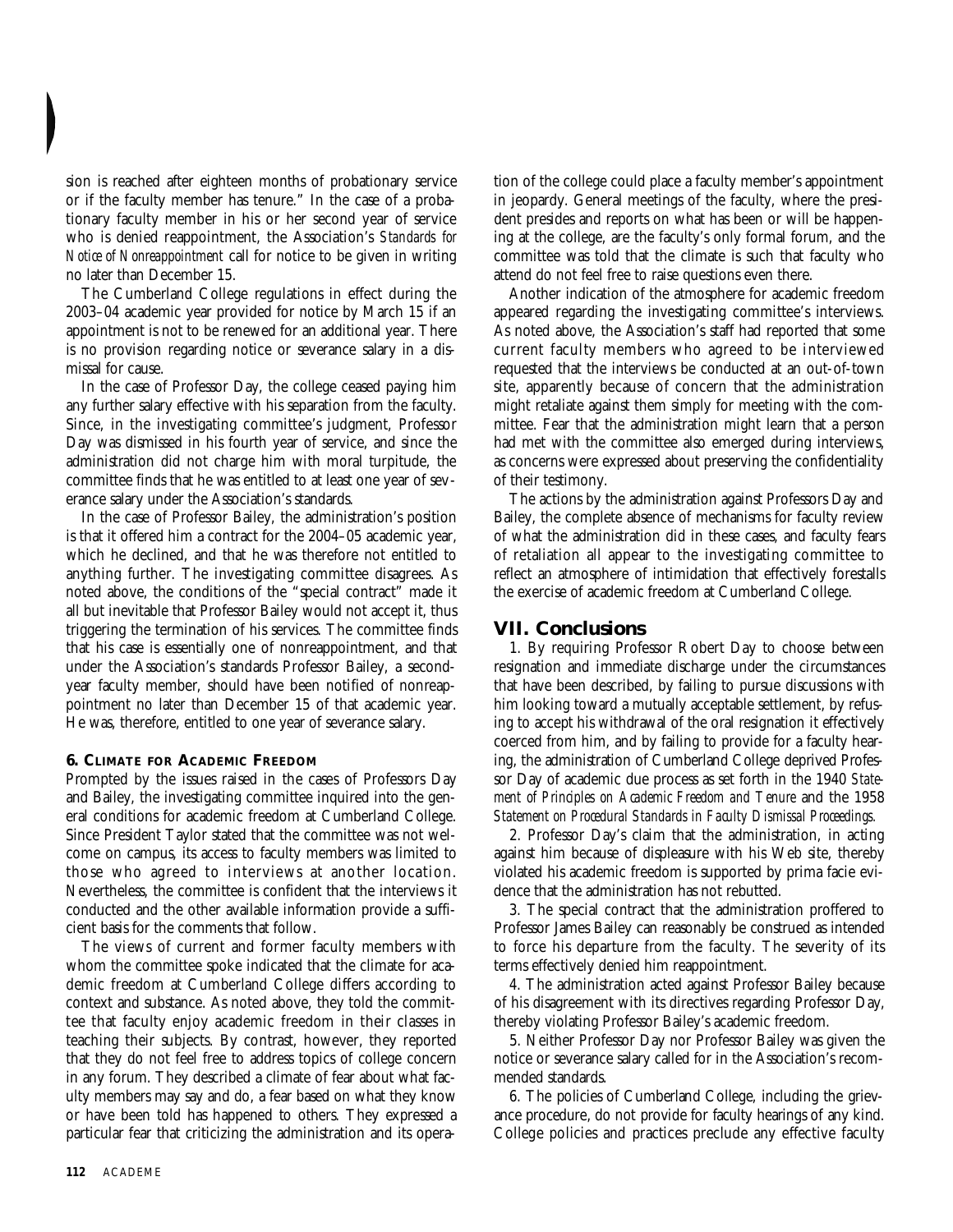sion is reached after eighteen months of probationary service or if the faculty member has tenure." In the case of a probationary faculty member in his or her second year of service who is denied reappointment, the Association's *Standards for Notice of Nonreappointment* call for notice to be given in writing no later than December 15.

The Cumberland College regulations in effect during the 2003–04 academic year provided for notice by March 15 if an appointment is not to be renewed for an additional year. There is no provision regarding notice or severance salary in a dismissal for cause.

In the case of Professor Day, the college ceased paying him any further salary effective with his separation from the faculty. Since, in the investigating committee's judgment, Professor Day was dismissed in his fourth year of service, and since the administration did not charge him with moral turpitude, the committee finds that he was entitled to at least one year of severance salary under the Association's standards.

In the case of Professor Bailey, the administration's position is that it offered him a contract for the 2004–05 academic year, which he declined, and that he was therefore not entitled to anything further. The investigating committee disagrees. As noted above, the conditions of the "special contract" made it all but inevitable that Professor Bailey would not accept it, thus triggering the termination of his services. The committee finds that his case is essentially one of nonreappointment, and that under the Association's standards Professor Bailey, a second-year faculty member, should have been notified of nonreappointment no later than December 15 of that academic year. He was, therefore, entitled to one year of severance salary.

#### 6. Climate for Academic Freedom

Prompted by the issues raised in the cases of Professors Day and Bailey, the investigating committee inquired into the general conditions for academic freedom at Cumberland College. Since President Taylor stated that the committee was not welcome on campus, its access to faculty members was limited to those who agreed to interviews at another location. Nevertheless, the committee is confident that the interviews it conducted and the other available information provide a sufficient basis for the comments that follow.

The views of current and former faculty members with whom the committee spoke indicated that the climate for academic freedom at Cumberland College differs according to context and substance. As noted above, they told the committee that faculty enjoy academic freedom in their classes in teaching their subjects. By contrast, however, they reported that they do not feel free to address topics of college concern in any forum. They described a climate of fear about what faculty members may say and do, a fear based on what they know or have been told has happened to others. They expressed a particular fear that criticizing the administration and its operation of the college could place a faculty member's appointment in jeopardy. General meetings of the faculty, where the president presides and reports on what has been or will be happening at the college, are the faculty's only formal forum, and the committee was told that the climate is such that faculty who attend do not feel free to raise questions even there.

Another indication of the atmosphere for academic freedom appeared regarding the investigating committee's interviews. As noted above, the Association's staff had reported that some current faculty members who agreed to be interviewed requested that the interviews be conducted at an out-of-town site, apparently because of concern that the administration might retaliate against them simply for meeting with the committee. Fear that the administration might learn that a person had met with the committee also emerged during interviews, as concerns were expressed about preserving the confidentiality of their testimony.

The actions by the administration against Professors Day and Bailey, the complete absence of mechanisms for faculty review of what the administration did in these cases, and faculty fears of retaliation all appear to the investigating committee to reflect an atmosphere of intimidation that effectively forestalls the exercise of academic freedom at Cumberland College.

## VII. Conclusions

1. By requiring Professor Robert Day to choose between resignation and immediate discharge under the circumstances that have been described, by failing to pursue discussions with him looking toward a mutually acceptable settlement, by refusing to accept his withdrawal of the oral resignation it effectively coerced from him, and by failing to provide for a faculty hearing, the administration of Cumberland College deprived Professor Day of academic due process as set forth in the 1940 *Statement of Principles on Academic Freedom and Tenure* and the 1958 *Statement on Procedural Standards in Faculty Dismissal Proceedings.*

2. Professor Day's claim that the administration, in acting against him because of displeasure with his Web site, thereby violated his academic freedom is supported by prima facie evidence that the administration has not rebutted.

3. The special contract that the administration proffered to Professor James Bailey can reasonably be construed as intended to force his departure from the faculty. The severity of its terms effectively denied him reappointment.

4. The administration acted against Professor Bailey because of his disagreement with its directives regarding Professor Day, thereby violating Professor Bailey's academic freedom.

5. Neither Professor Day nor Professor Bailey was given the notice or severance salary called for in the Association's recommended standards.

6. The policies of Cumberland College, including the grievance procedure, do not provide for faculty hearings of any kind. College policies and practices preclude any effective faculty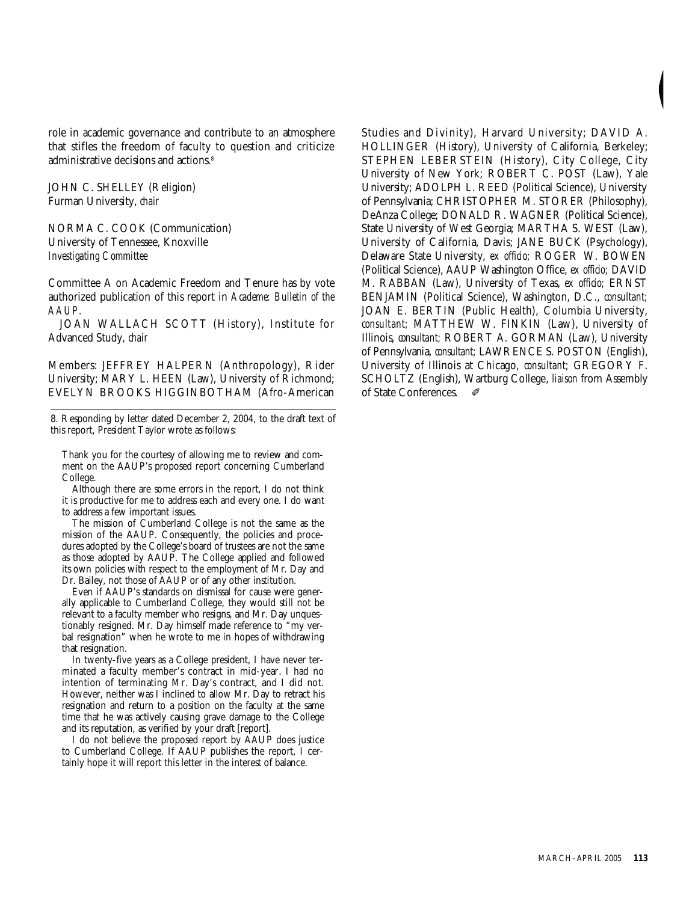role in academic governance and contribute to an atmosphere that stifles the freedom of faculty to question and criticize administrative decisions and actions.[8]

JOHN C. SHELLEY (Religion)
Furman University, *chair*

NORMA C. COOK (Communication)
University of Tennessee, Knoxville
*Investigating Committee*

Committee A on Academic Freedom and Tenure has by vote authorized publication of this report in *Academe: Bulletin of the AAUP.*

JOAN WALLACH SCOTT (History), Institute for Advanced Study, *chair*

Members: JEFFREY HALPERN (Anthropology), Rider University; MARY L. HEEN (Law), University of Richmond; EVELYN BROOKS HIGGINBOTHAM (Afro-American Studies and Divinity), Harvard University; DAVID A. HOLLINGER (History), University of California, Berkeley; STEPHEN LEBERSTEIN (History), City College, City University of New York; ROBERT C. POST (Law), Yale University; ADOLPH L. REED (Political Science), University of Pennsylvania; CHRISTOPHER M. STORER (Philosophy), DeAnza College; DONALD R. WAGNER (Political Science), State University of West Georgia; MARTHA S. WEST (Law), University of California, Davis; JANE BUCK (Psychology), Delaware State University, *ex officio;* ROGER W. BOWEN (Political Science), AAUP Washington Office, *ex officio;* DAVID M. RABBAN (Law), University of Texas, *ex officio;* ERNST BENJAMIN (Political Science), Washington, D.C., *consultant;* JOAN E. BERTIN (Public Health), Columbia University, *consultant;* MATTHEW W. FINKIN (Law), University of Illinois, *consultant;* ROBERT A. GORMAN (Law), University of Pennsylvania, *consultant;* LAWRENCE S. POSTON (English), University of Illinois at Chicago, *consultant;* GREGORY F. SCHOLTZ (English), Wartburg College, *liaison* from Assembly of State Conferences.

---

8. Responding by letter dated December 2, 2004, to the draft text of this report, President Taylor wrote as follows:

> Thank you for the courtesy of allowing me to review and comment on the AAUP's proposed report concerning Cumberland College.
>
> Although there are some errors in the report, I do not think it is productive for me to address each and every one. I do want to address a few important issues.
>
> The mission of Cumberland College is not the same as the mission of the AAUP. Consequently, the policies and procedures adopted by the College's board of trustees are not the same as those adopted by AAUP. The College applied and followed its own policies with respect to the employment of Mr. Day and Dr. Bailey, not those of AAUP or of any other institution.
>
> Even if AAUP's standards on dismissal for cause were generally applicable to Cumberland College, they would still not be relevant to a faculty member who resigns, and Mr. Day unquestionably resigned. Mr. Day himself made reference to "my verbal resignation" when he wrote to me in hopes of withdrawing that resignation.
>
> In twenty-five years as a College president, I have never terminated a faculty member's contract in mid-year. I had no intention of terminating Mr. Day's contract, and I did not. However, neither was I inclined to allow Mr. Day to retract his resignation and return to a position on the faculty at the same time that he was actively causing grave damage to the College and its reputation, as verified by your draft [report].
>
> I do not believe the proposed report by AAUP does justice to Cumberland College. If AAUP publishes the report, I certainly hope it will report this letter in the interest of balance.